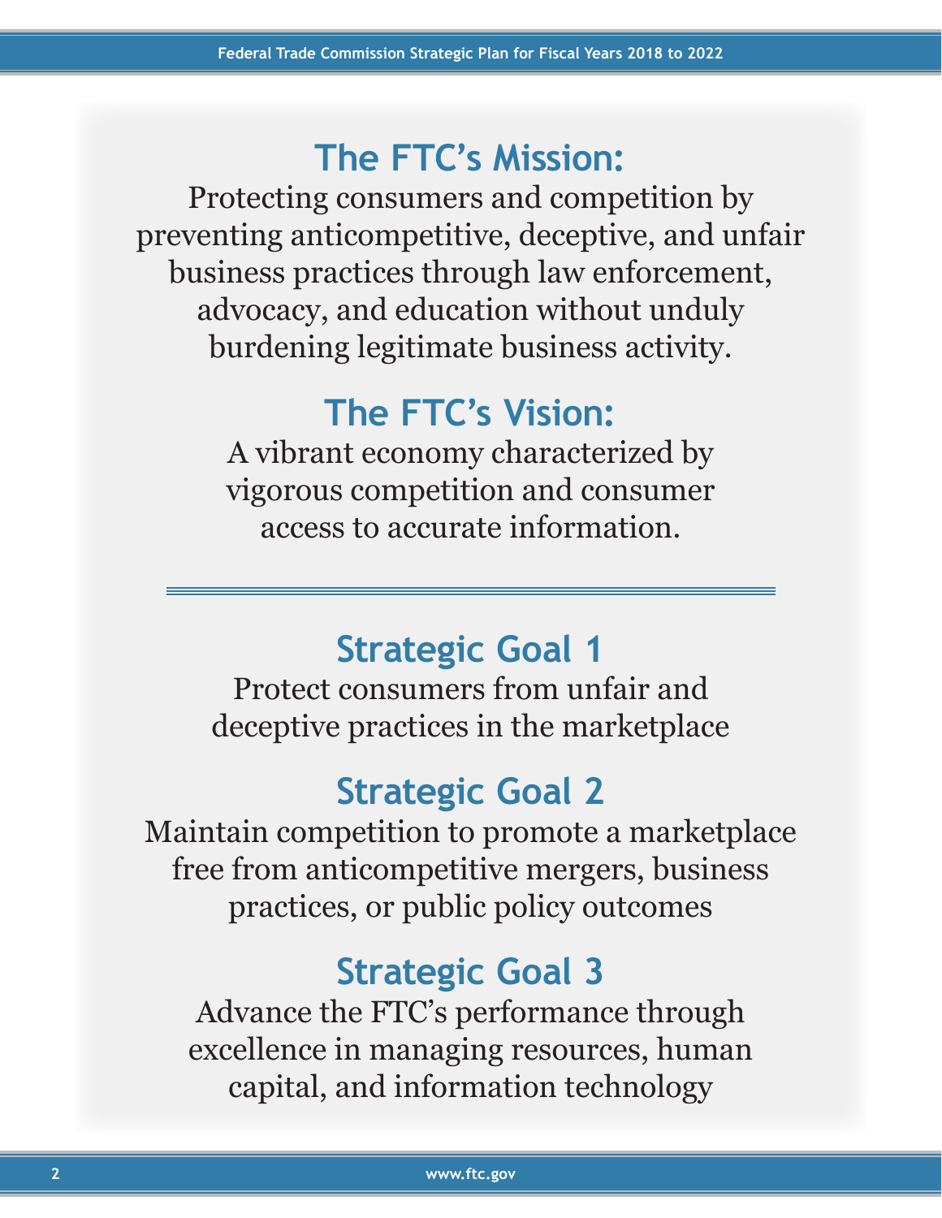## The FTC's Mission:

Protecting consumers and competition by preventing anticompetitive, deceptive, and unfair business practices through law enforcement, advocacy, and education without unduly burdening legitimate business activity.

## The FTC's Vision:

A vibrant economy characterized by vigorous competition and consumer access to accurate information.

---

## Strategic Goal 1

Protect consumers from unfair and deceptive practices in the marketplace

## Strategic Goal 2

Maintain competition to promote a marketplace free from anticompetitive mergers, business practices, or public policy outcomes

## Strategic Goal 3

Advance the FTC's performance through excellence in managing resources, human capital, and information technology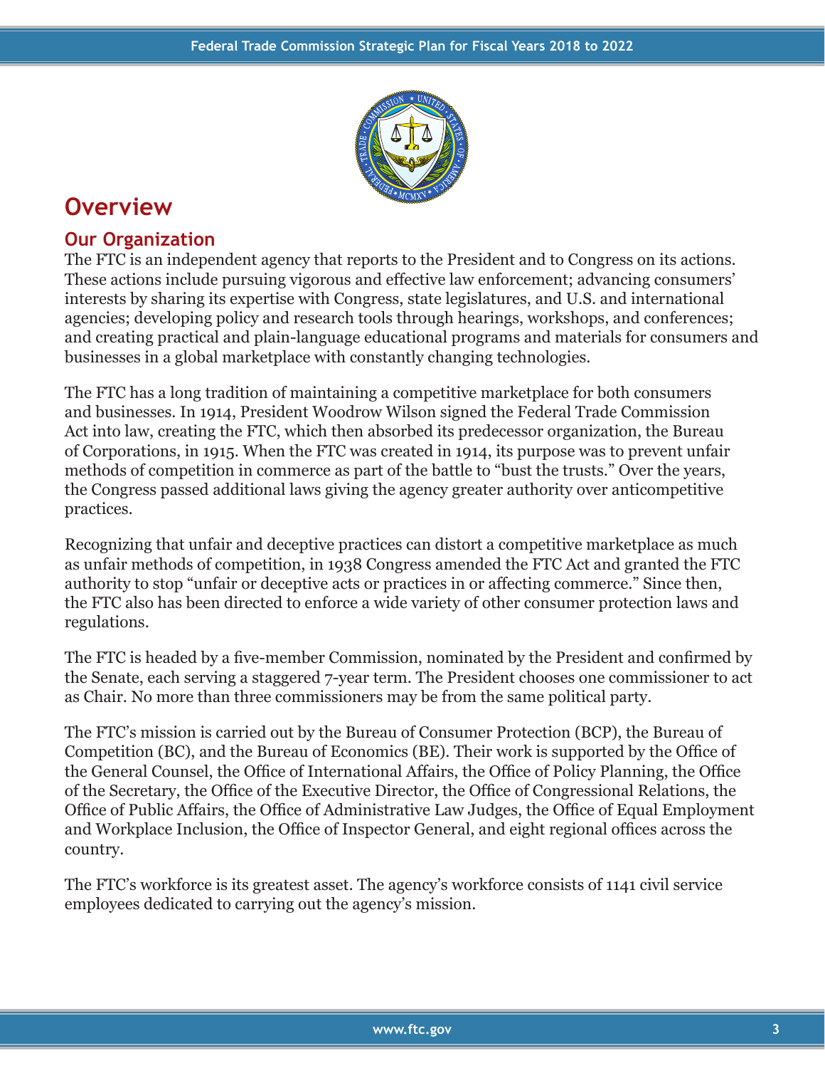# Overview

## Our Organization

The FTC is an independent agency that reports to the President and to Congress on its actions. These actions include pursuing vigorous and effective law enforcement; advancing consumers' interests by sharing its expertise with Congress, state legislatures, and U.S. and international agencies; developing policy and research tools through hearings, workshops, and conferences; and creating practical and plain-language educational programs and materials for consumers and businesses in a global marketplace with constantly changing technologies.

The FTC has a long tradition of maintaining a competitive marketplace for both consumers and businesses. In 1914, President Woodrow Wilson signed the Federal Trade Commission Act into law, creating the FTC, which then absorbed its predecessor organization, the Bureau of Corporations, in 1915. When the FTC was created in 1914, its purpose was to prevent unfair methods of competition in commerce as part of the battle to "bust the trusts." Over the years, the Congress passed additional laws giving the agency greater authority over anticompetitive practices.

Recognizing that unfair and deceptive practices can distort a competitive marketplace as much as unfair methods of competition, in 1938 Congress amended the FTC Act and granted the FTC authority to stop "unfair or deceptive acts or practices in or affecting commerce." Since then, the FTC also has been directed to enforce a wide variety of other consumer protection laws and regulations.

The FTC is headed by a five-member Commission, nominated by the President and confirmed by the Senate, each serving a staggered 7-year term. The President chooses one commissioner to act as Chair. No more than three commissioners may be from the same political party.

The FTC's mission is carried out by the Bureau of Consumer Protection (BCP), the Bureau of Competition (BC), and the Bureau of Economics (BE). Their work is supported by the Office of the General Counsel, the Office of International Affairs, the Office of Policy Planning, the Office of the Secretary, the Office of the Executive Director, the Office of Congressional Relations, the Office of Public Affairs, the Office of Administrative Law Judges, the Office of Equal Employment and Workplace Inclusion, the Office of Inspector General, and eight regional offices across the country.

The FTC's workforce is its greatest asset. The agency's workforce consists of 1141 civil service employees dedicated to carrying out the agency's mission.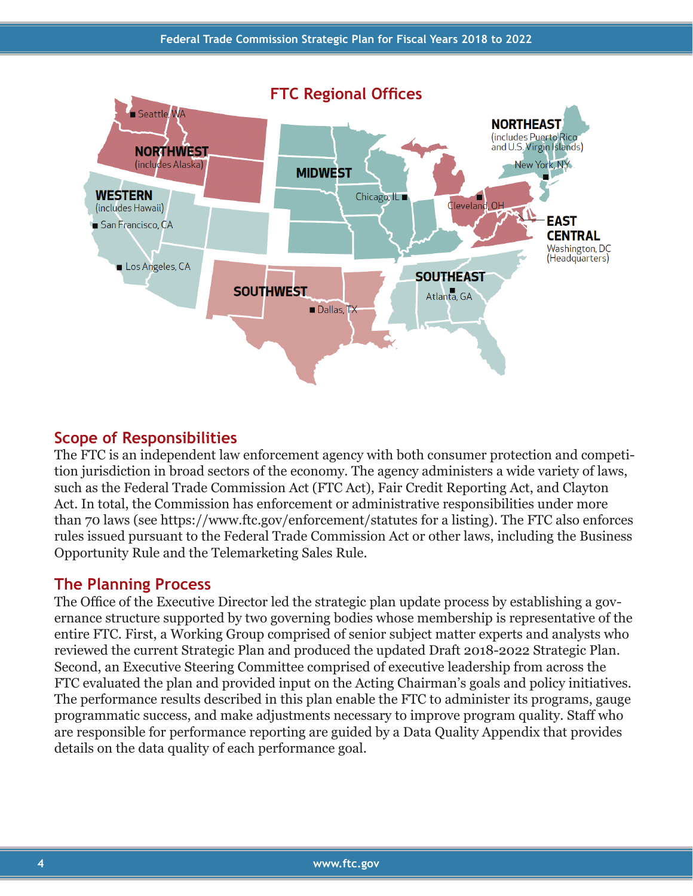## FTC Regional Offices

NORTHWEST (includes Alaska)
■ Seattle, WA

WESTERN (includes Hawaii)
■ San Francisco, CA
■ Los Angeles, CA

MIDWEST
Chicago, IL ■

NORTHEAST (includes Puerto Rico and U.S. Virgin Islands)
New York, NY ■

EAST CENTRAL
Cleveland, OH ■
Washington, DC (Headquarters)

SOUTHWEST
■ Dallas, TX

SOUTHEAST
Atlanta, GA ■

## Scope of Responsibilities

The FTC is an independent law enforcement agency with both consumer protection and competition jurisdiction in broad sectors of the economy. The agency administers a wide variety of laws, such as the Federal Trade Commission Act (FTC Act), Fair Credit Reporting Act, and Clayton Act. In total, the Commission has enforcement or administrative responsibilities under more than 70 laws (see https://www.ftc.gov/enforcement/statutes for a listing). The FTC also enforces rules issued pursuant to the Federal Trade Commission Act or other laws, including the Business Opportunity Rule and the Telemarketing Sales Rule.

## The Planning Process

The Office of the Executive Director led the strategic plan update process by establishing a governance structure supported by two governing bodies whose membership is representative of the entire FTC. First, a Working Group comprised of senior subject matter experts and analysts who reviewed the current Strategic Plan and produced the updated Draft 2018-2022 Strategic Plan. Second, an Executive Steering Committee comprised of executive leadership from across the FTC evaluated the plan and provided input on the Acting Chairman's goals and policy initiatives. The performance results described in this plan enable the FTC to administer its programs, gauge programmatic success, and make adjustments necessary to improve program quality. Staff who are responsible for performance reporting are guided by a Data Quality Appendix that provides details on the data quality of each performance goal.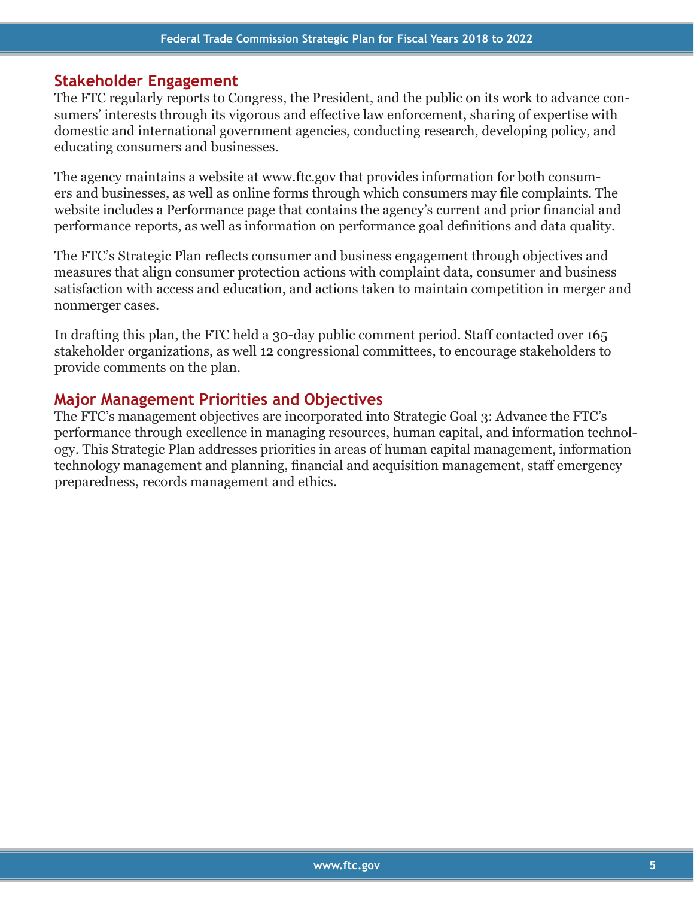## Stakeholder Engagement

The FTC regularly reports to Congress, the President, and the public on its work to advance consumers' interests through its vigorous and effective law enforcement, sharing of expertise with domestic and international government agencies, conducting research, developing policy, and educating consumers and businesses.

The agency maintains a website at www.ftc.gov that provides information for both consumers and businesses, as well as online forms through which consumers may file complaints. The website includes a Performance page that contains the agency's current and prior financial and performance reports, as well as information on performance goal definitions and data quality.

The FTC's Strategic Plan reflects consumer and business engagement through objectives and measures that align consumer protection actions with complaint data, consumer and business satisfaction with access and education, and actions taken to maintain competition in merger and nonmerger cases.

In drafting this plan, the FTC held a 30-day public comment period. Staff contacted over 165 stakeholder organizations, as well 12 congressional committees, to encourage stakeholders to provide comments on the plan.

## Major Management Priorities and Objectives

The FTC's management objectives are incorporated into Strategic Goal 3: Advance the FTC's performance through excellence in managing resources, human capital, and information technology. This Strategic Plan addresses priorities in areas of human capital management, information technology management and planning, financial and acquisition management, staff emergency preparedness, records management and ethics.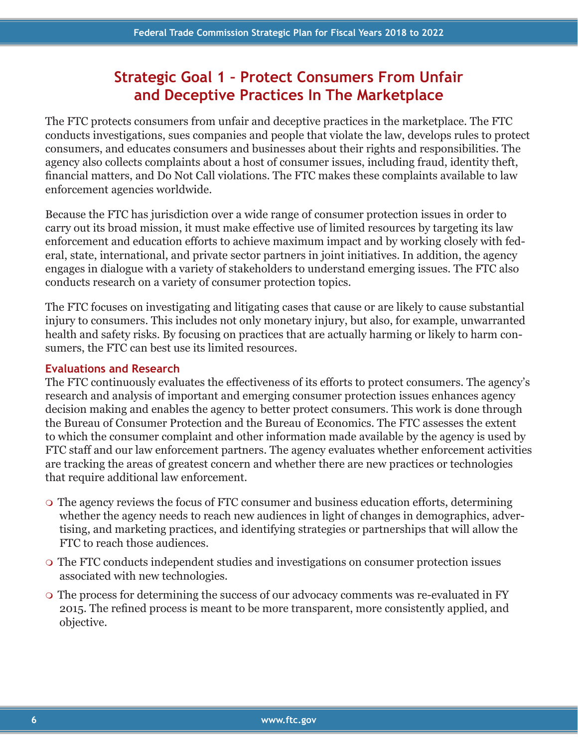# Strategic Goal 1 – Protect Consumers From Unfair and Deceptive Practices In The Marketplace

The FTC protects consumers from unfair and deceptive practices in the marketplace. The FTC conducts investigations, sues companies and people that violate the law, develops rules to protect consumers, and educates consumers and businesses about their rights and responsibilities. The agency also collects complaints about a host of consumer issues, including fraud, identity theft, financial matters, and Do Not Call violations. The FTC makes these complaints available to law enforcement agencies worldwide.

Because the FTC has jurisdiction over a wide range of consumer protection issues in order to carry out its broad mission, it must make effective use of limited resources by targeting its law enforcement and education efforts to achieve maximum impact and by working closely with federal, state, international, and private sector partners in joint initiatives. In addition, the agency engages in dialogue with a variety of stakeholders to understand emerging issues. The FTC also conducts research on a variety of consumer protection topics.

The FTC focuses on investigating and litigating cases that cause or are likely to cause substantial injury to consumers. This includes not only monetary injury, but also, for example, unwarranted health and safety risks. By focusing on practices that are actually harming or likely to harm consumers, the FTC can best use its limited resources.

### Evaluations and Research

The FTC continuously evaluates the effectiveness of its efforts to protect consumers. The agency's research and analysis of important and emerging consumer protection issues enhances agency decision making and enables the agency to better protect consumers. This work is done through the Bureau of Consumer Protection and the Bureau of Economics. The FTC assesses the extent to which the consumer complaint and other information made available by the agency is used by FTC staff and our law enforcement partners. The agency evaluates whether enforcement activities are tracking the areas of greatest concern and whether there are new practices or technologies that require additional law enforcement.

- The agency reviews the focus of FTC consumer and business education efforts, determining whether the agency needs to reach new audiences in light of changes in demographics, advertising, and marketing practices, and identifying strategies or partnerships that will allow the FTC to reach those audiences.
- The FTC conducts independent studies and investigations on consumer protection issues associated with new technologies.
- The process for determining the success of our advocacy comments was re-evaluated in FY 2015. The refined process is meant to be more transparent, more consistently applied, and objective.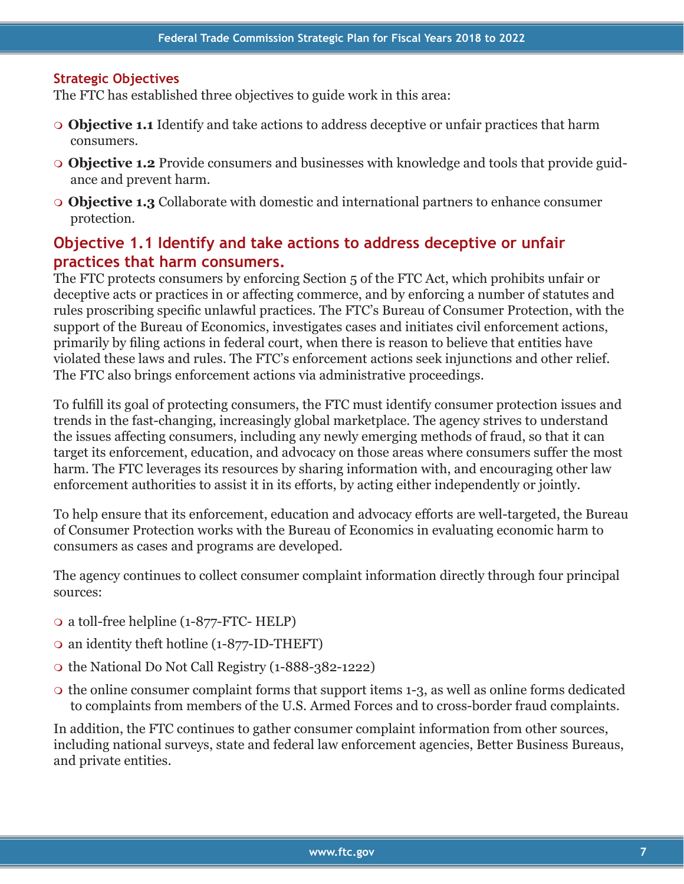### Strategic Objectives

The FTC has established three objectives to guide work in this area:

- **Objective 1.1** Identify and take actions to address deceptive or unfair practices that harm consumers.
- **Objective 1.2** Provide consumers and businesses with knowledge and tools that provide guidance and prevent harm.
- **Objective 1.3** Collaborate with domestic and international partners to enhance consumer protection.

## Objective 1.1 Identify and take actions to address deceptive or unfair practices that harm consumers.

The FTC protects consumers by enforcing Section 5 of the FTC Act, which prohibits unfair or deceptive acts or practices in or affecting commerce, and by enforcing a number of statutes and rules proscribing specific unlawful practices. The FTC's Bureau of Consumer Protection, with the support of the Bureau of Economics, investigates cases and initiates civil enforcement actions, primarily by filing actions in federal court, when there is reason to believe that entities have violated these laws and rules. The FTC's enforcement actions seek injunctions and other relief. The FTC also brings enforcement actions via administrative proceedings.

To fulfill its goal of protecting consumers, the FTC must identify consumer protection issues and trends in the fast-changing, increasingly global marketplace. The agency strives to understand the issues affecting consumers, including any newly emerging methods of fraud, so that it can target its enforcement, education, and advocacy on those areas where consumers suffer the most harm. The FTC leverages its resources by sharing information with, and encouraging other law enforcement authorities to assist it in its efforts, by acting either independently or jointly.

To help ensure that its enforcement, education and advocacy efforts are well-targeted, the Bureau of Consumer Protection works with the Bureau of Economics in evaluating economic harm to consumers as cases and programs are developed.

The agency continues to collect consumer complaint information directly through four principal sources:

- a toll-free helpline (1-877-FTC- HELP)
- an identity theft hotline (1-877-ID-THEFT)
- the National Do Not Call Registry (1-888-382-1222)
- the online consumer complaint forms that support items 1-3, as well as online forms dedicated to complaints from members of the U.S. Armed Forces and to cross-border fraud complaints.

In addition, the FTC continues to gather consumer complaint information from other sources, including national surveys, state and federal law enforcement agencies, Better Business Bureaus, and private entities.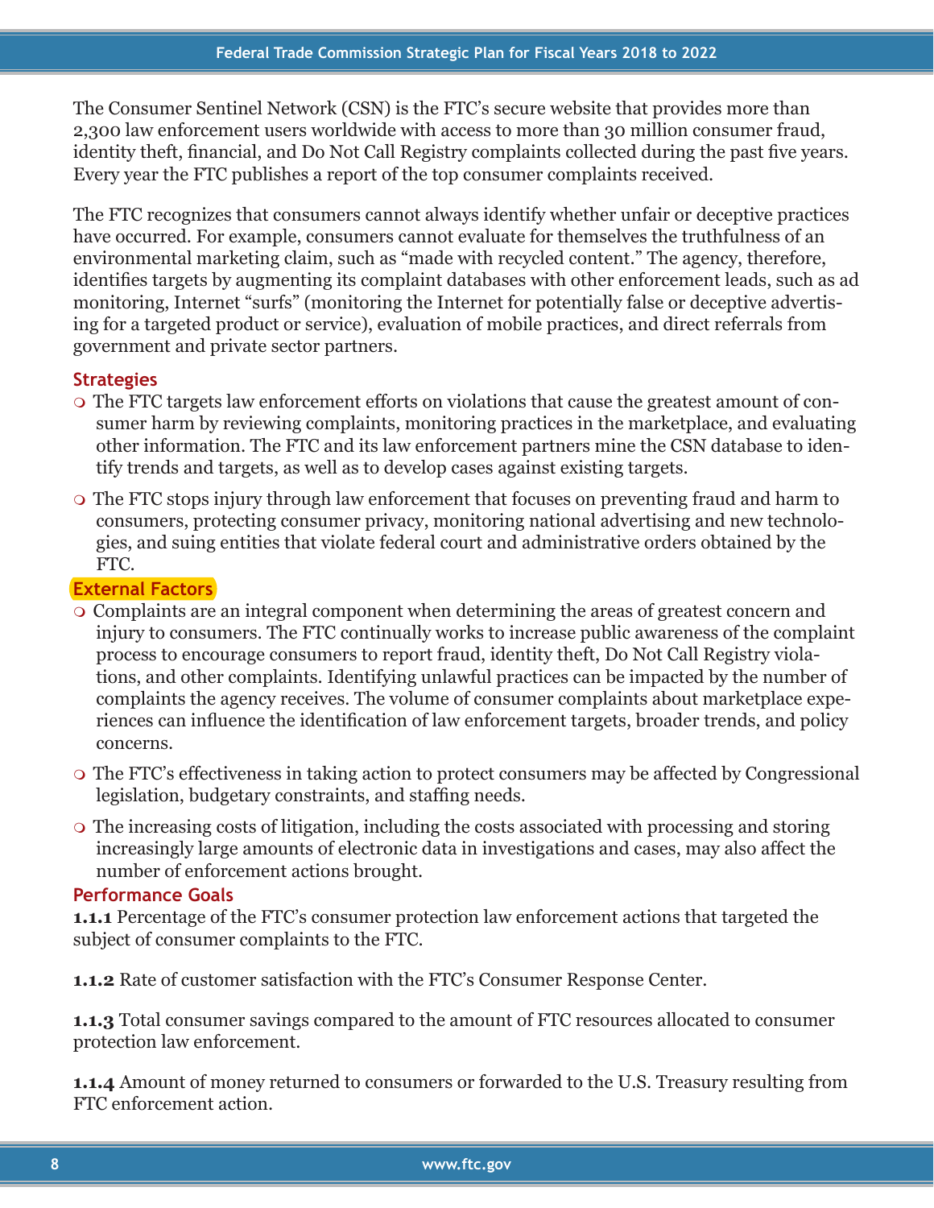The Consumer Sentinel Network (CSN) is the FTC's secure website that provides more than 2,300 law enforcement users worldwide with access to more than 30 million consumer fraud, identity theft, financial, and Do Not Call Registry complaints collected during the past five years. Every year the FTC publishes a report of the top consumer complaints received.

The FTC recognizes that consumers cannot always identify whether unfair or deceptive practices have occurred. For example, consumers cannot evaluate for themselves the truthfulness of an environmental marketing claim, such as "made with recycled content." The agency, therefore, identifies targets by augmenting its complaint databases with other enforcement leads, such as ad monitoring, Internet "surfs" (monitoring the Internet for potentially false or deceptive advertising for a targeted product or service), evaluation of mobile practices, and direct referrals from government and private sector partners.

### Strategies

- The FTC targets law enforcement efforts on violations that cause the greatest amount of consumer harm by reviewing complaints, monitoring practices in the marketplace, and evaluating other information. The FTC and its law enforcement partners mine the CSN database to identify trends and targets, as well as to develop cases against existing targets.
- The FTC stops injury through law enforcement that focuses on preventing fraud and harm to consumers, protecting consumer privacy, monitoring national advertising and new technologies, and suing entities that violate federal court and administrative orders obtained by the FTC.

### External Factors

- Complaints are an integral component when determining the areas of greatest concern and injury to consumers. The FTC continually works to increase public awareness of the complaint process to encourage consumers to report fraud, identity theft, Do Not Call Registry violations, and other complaints. Identifying unlawful practices can be impacted by the number of complaints the agency receives. The volume of consumer complaints about marketplace experiences can influence the identification of law enforcement targets, broader trends, and policy concerns.
- The FTC's effectiveness in taking action to protect consumers may be affected by Congressional legislation, budgetary constraints, and staffing needs.
- The increasing costs of litigation, including the costs associated with processing and storing increasingly large amounts of electronic data in investigations and cases, may also affect the number of enforcement actions brought.

### Performance Goals

**1.1.1** Percentage of the FTC's consumer protection law enforcement actions that targeted the subject of consumer complaints to the FTC.

**1.1.2** Rate of customer satisfaction with the FTC's Consumer Response Center.

**1.1.3** Total consumer savings compared to the amount of FTC resources allocated to consumer protection law enforcement.

**1.1.4** Amount of money returned to consumers or forwarded to the U.S. Treasury resulting from FTC enforcement action.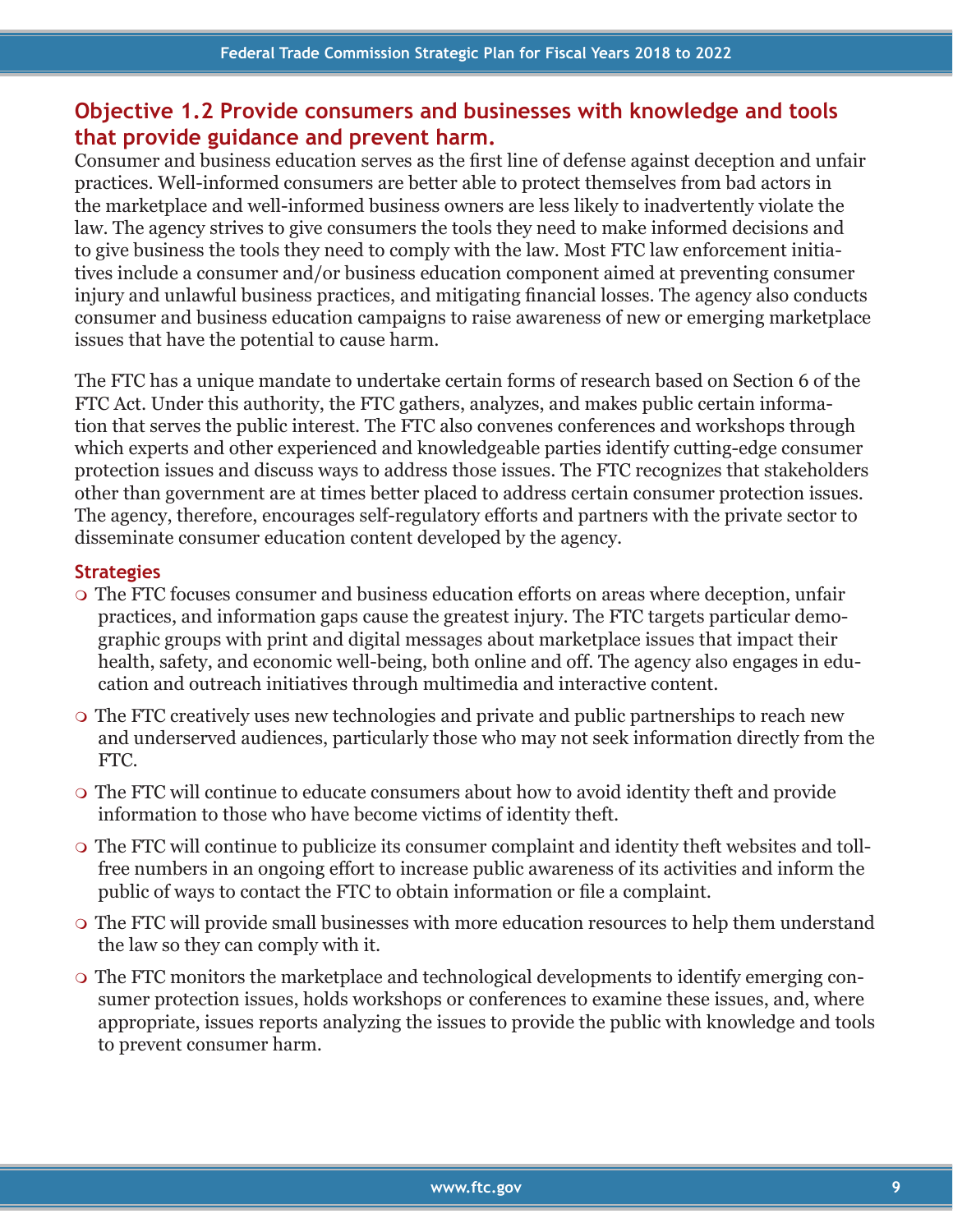## Objective 1.2 Provide consumers and businesses with knowledge and tools that provide guidance and prevent harm.

Consumer and business education serves as the first line of defense against deception and unfair practices. Well-informed consumers are better able to protect themselves from bad actors in the marketplace and well-informed business owners are less likely to inadvertently violate the law. The agency strives to give consumers the tools they need to make informed decisions and to give business the tools they need to comply with the law. Most FTC law enforcement initiatives include a consumer and/or business education component aimed at preventing consumer injury and unlawful business practices, and mitigating financial losses. The agency also conducts consumer and business education campaigns to raise awareness of new or emerging marketplace issues that have the potential to cause harm.

The FTC has a unique mandate to undertake certain forms of research based on Section 6 of the FTC Act. Under this authority, the FTC gathers, analyzes, and makes public certain information that serves the public interest. The FTC also convenes conferences and workshops through which experts and other experienced and knowledgeable parties identify cutting-edge consumer protection issues and discuss ways to address those issues. The FTC recognizes that stakeholders other than government are at times better placed to address certain consumer protection issues. The agency, therefore, encourages self-regulatory efforts and partners with the private sector to disseminate consumer education content developed by the agency.

### Strategies

- The FTC focuses consumer and business education efforts on areas where deception, unfair practices, and information gaps cause the greatest injury. The FTC targets particular demographic groups with print and digital messages about marketplace issues that impact their health, safety, and economic well-being, both online and off. The agency also engages in education and outreach initiatives through multimedia and interactive content.
- The FTC creatively uses new technologies and private and public partnerships to reach new and underserved audiences, particularly those who may not seek information directly from the FTC.
- The FTC will continue to educate consumers about how to avoid identity theft and provide information to those who have become victims of identity theft.
- The FTC will continue to publicize its consumer complaint and identity theft websites and toll-free numbers in an ongoing effort to increase public awareness of its activities and inform the public of ways to contact the FTC to obtain information or file a complaint.
- The FTC will provide small businesses with more education resources to help them understand the law so they can comply with it.
- The FTC monitors the marketplace and technological developments to identify emerging consumer protection issues, holds workshops or conferences to examine these issues, and, where appropriate, issues reports analyzing the issues to provide the public with knowledge and tools to prevent consumer harm.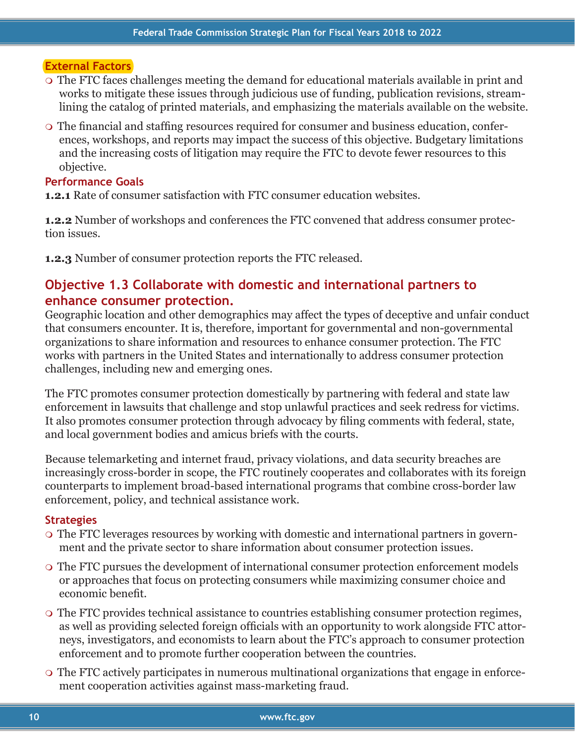### External Factors

- The FTC faces challenges meeting the demand for educational materials available in print and works to mitigate these issues through judicious use of funding, publication revisions, streamlining the catalog of printed materials, and emphasizing the materials available on the website.
- The financial and staffing resources required for consumer and business education, conferences, workshops, and reports may impact the success of this objective. Budgetary limitations and the increasing costs of litigation may require the FTC to devote fewer resources to this objective.

### Performance Goals

**1.2.1** Rate of consumer satisfaction with FTC consumer education websites.

**1.2.2** Number of workshops and conferences the FTC convened that address consumer protection issues.

**1.2.3** Number of consumer protection reports the FTC released.

## Objective 1.3 Collaborate with domestic and international partners to enhance consumer protection.

Geographic location and other demographics may affect the types of deceptive and unfair conduct that consumers encounter. It is, therefore, important for governmental and non-governmental organizations to share information and resources to enhance consumer protection. The FTC works with partners in the United States and internationally to address consumer protection challenges, including new and emerging ones.

The FTC promotes consumer protection domestically by partnering with federal and state law enforcement in lawsuits that challenge and stop unlawful practices and seek redress for victims. It also promotes consumer protection through advocacy by filing comments with federal, state, and local government bodies and amicus briefs with the courts.

Because telemarketing and internet fraud, privacy violations, and data security breaches are increasingly cross-border in scope, the FTC routinely cooperates and collaborates with its foreign counterparts to implement broad-based international programs that combine cross-border law enforcement, policy, and technical assistance work.

### Strategies

- The FTC leverages resources by working with domestic and international partners in government and the private sector to share information about consumer protection issues.
- The FTC pursues the development of international consumer protection enforcement models or approaches that focus on protecting consumers while maximizing consumer choice and economic benefit.
- The FTC provides technical assistance to countries establishing consumer protection regimes, as well as providing selected foreign officials with an opportunity to work alongside FTC attorneys, investigators, and economists to learn about the FTC's approach to consumer protection enforcement and to promote further cooperation between the countries.
- The FTC actively participates in numerous multinational organizations that engage in enforcement cooperation activities against mass-marketing fraud.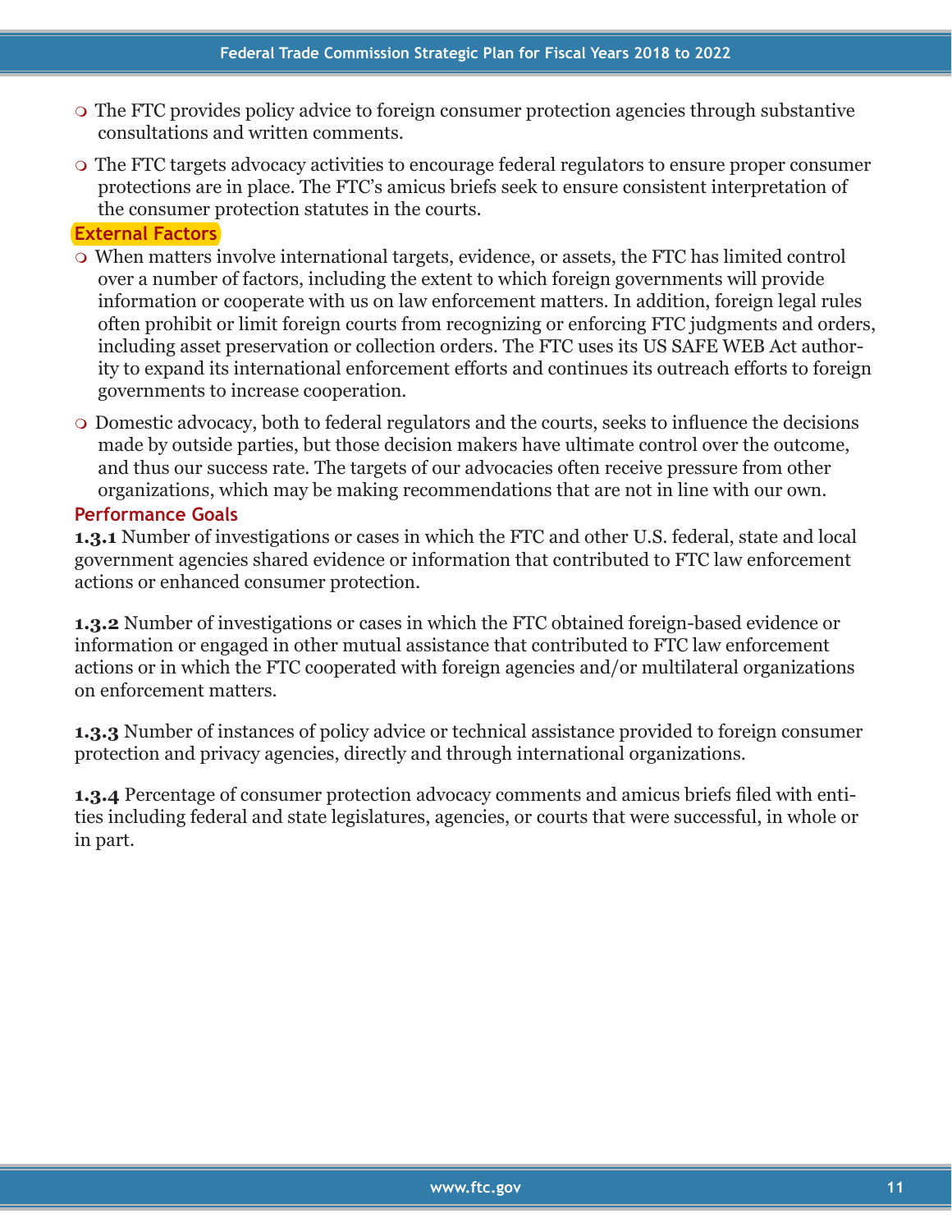- The FTC provides policy advice to foreign consumer protection agencies through substantive consultations and written comments.
- The FTC targets advocacy activities to encourage federal regulators to ensure proper consumer protections are in place. The FTC's amicus briefs seek to ensure consistent interpretation of the consumer protection statutes in the courts.

### External Factors

- When matters involve international targets, evidence, or assets, the FTC has limited control over a number of factors, including the extent to which foreign governments will provide information or cooperate with us on law enforcement matters. In addition, foreign legal rules often prohibit or limit foreign courts from recognizing or enforcing FTC judgments and orders, including asset preservation or collection orders. The FTC uses its US SAFE WEB Act authority to expand its international enforcement efforts and continues its outreach efforts to foreign governments to increase cooperation.
- Domestic advocacy, both to federal regulators and the courts, seeks to influence the decisions made by outside parties, but those decision makers have ultimate control over the outcome, and thus our success rate. The targets of our advocacies often receive pressure from other organizations, which may be making recommendations that are not in line with our own.

### Performance Goals

**1.3.1** Number of investigations or cases in which the FTC and other U.S. federal, state and local government agencies shared evidence or information that contributed to FTC law enforcement actions or enhanced consumer protection.

**1.3.2** Number of investigations or cases in which the FTC obtained foreign-based evidence or information or engaged in other mutual assistance that contributed to FTC law enforcement actions or in which the FTC cooperated with foreign agencies and/or multilateral organizations on enforcement matters.

**1.3.3** Number of instances of policy advice or technical assistance provided to foreign consumer protection and privacy agencies, directly and through international organizations.

**1.3.4** Percentage of consumer protection advocacy comments and amicus briefs filed with entities including federal and state legislatures, agencies, or courts that were successful, in whole or in part.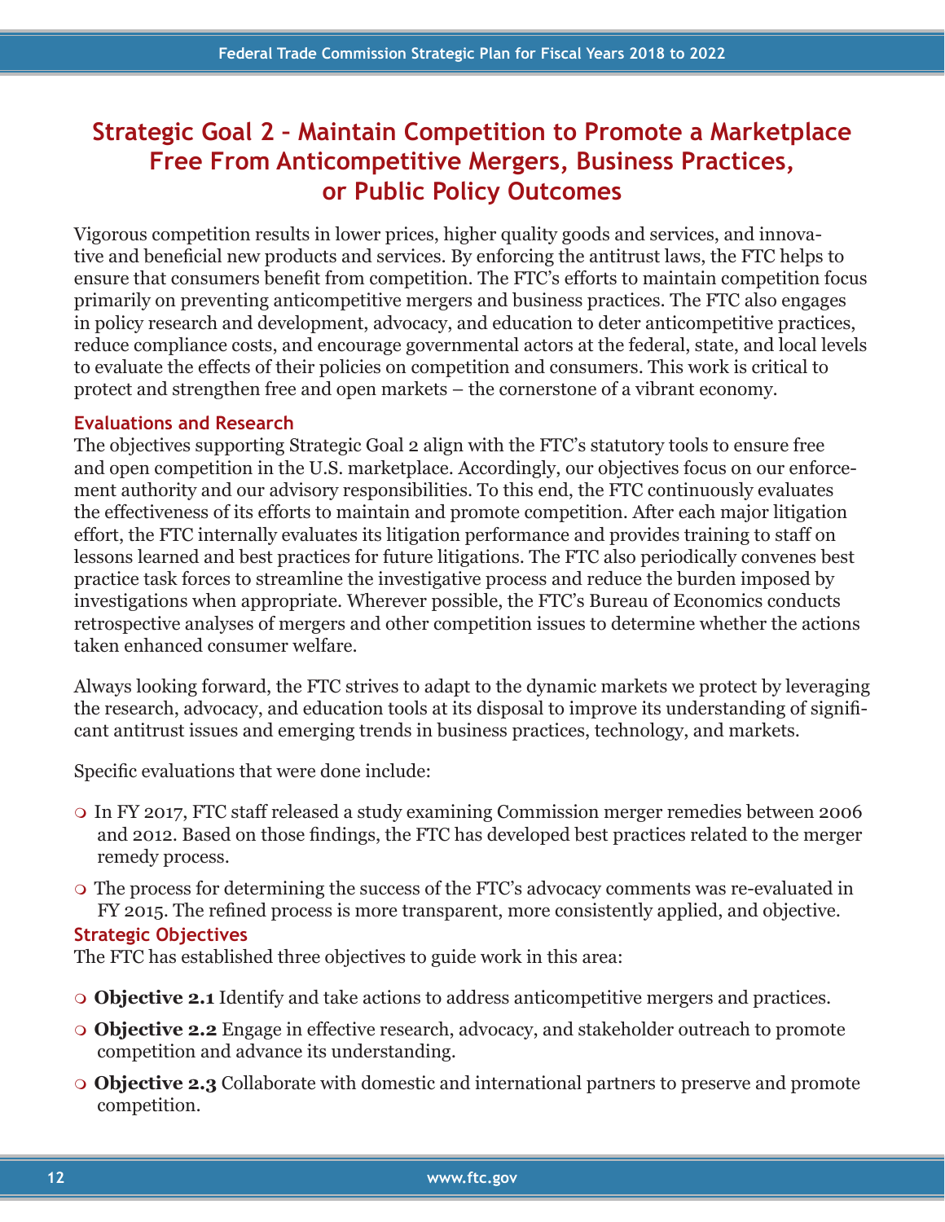## Strategic Goal 2 – Maintain Competition to Promote a Marketplace Free From Anticompetitive Mergers, Business Practices, or Public Policy Outcomes

Vigorous competition results in lower prices, higher quality goods and services, and innovative and beneficial new products and services. By enforcing the antitrust laws, the FTC helps to ensure that consumers benefit from competition. The FTC's efforts to maintain competition focus primarily on preventing anticompetitive mergers and business practices. The FTC also engages in policy research and development, advocacy, and education to deter anticompetitive practices, reduce compliance costs, and encourage governmental actors at the federal, state, and local levels to evaluate the effects of their policies on competition and consumers. This work is critical to protect and strengthen free and open markets – the cornerstone of a vibrant economy.

### Evaluations and Research

The objectives supporting Strategic Goal 2 align with the FTC's statutory tools to ensure free and open competition in the U.S. marketplace. Accordingly, our objectives focus on our enforcement authority and our advisory responsibilities. To this end, the FTC continuously evaluates the effectiveness of its efforts to maintain and promote competition. After each major litigation effort, the FTC internally evaluates its litigation performance and provides training to staff on lessons learned and best practices for future litigations. The FTC also periodically convenes best practice task forces to streamline the investigative process and reduce the burden imposed by investigations when appropriate. Wherever possible, the FTC's Bureau of Economics conducts retrospective analyses of mergers and other competition issues to determine whether the actions taken enhanced consumer welfare.

Always looking forward, the FTC strives to adapt to the dynamic markets we protect by leveraging the research, advocacy, and education tools at its disposal to improve its understanding of significant antitrust issues and emerging trends in business practices, technology, and markets.

Specific evaluations that were done include:

- In FY 2017, FTC staff released a study examining Commission merger remedies between 2006 and 2012. Based on those findings, the FTC has developed best practices related to the merger remedy process.
- The process for determining the success of the FTC's advocacy comments was re-evaluated in FY 2015. The refined process is more transparent, more consistently applied, and objective.

### Strategic Objectives

The FTC has established three objectives to guide work in this area:

- **Objective 2.1** Identify and take actions to address anticompetitive mergers and practices.
- **Objective 2.2** Engage in effective research, advocacy, and stakeholder outreach to promote competition and advance its understanding.
- **Objective 2.3** Collaborate with domestic and international partners to preserve and promote competition.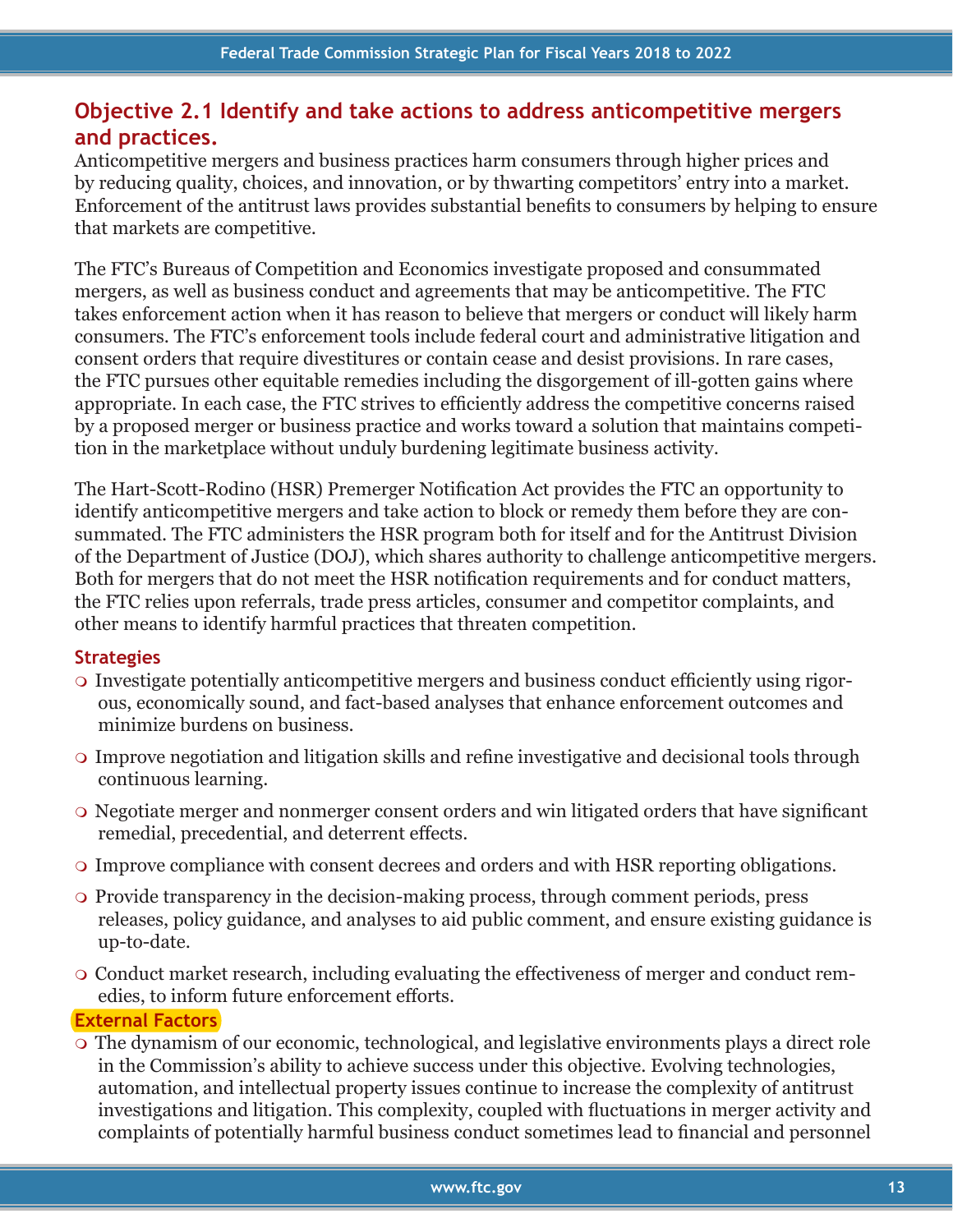## Objective 2.1 Identify and take actions to address anticompetitive mergers and practices.

Anticompetitive mergers and business practices harm consumers through higher prices and by reducing quality, choices, and innovation, or by thwarting competitors' entry into a market. Enforcement of the antitrust laws provides substantial benefits to consumers by helping to ensure that markets are competitive.

The FTC's Bureaus of Competition and Economics investigate proposed and consummated mergers, as well as business conduct and agreements that may be anticompetitive. The FTC takes enforcement action when it has reason to believe that mergers or conduct will likely harm consumers. The FTC's enforcement tools include federal court and administrative litigation and consent orders that require divestitures or contain cease and desist provisions. In rare cases, the FTC pursues other equitable remedies including the disgorgement of ill-gotten gains where appropriate. In each case, the FTC strives to efficiently address the competitive concerns raised by a proposed merger or business practice and works toward a solution that maintains competition in the marketplace without unduly burdening legitimate business activity.

The Hart-Scott-Rodino (HSR) Premerger Notification Act provides the FTC an opportunity to identify anticompetitive mergers and take action to block or remedy them before they are consummated. The FTC administers the HSR program both for itself and for the Antitrust Division of the Department of Justice (DOJ), which shares authority to challenge anticompetitive mergers. Both for mergers that do not meet the HSR notification requirements and for conduct matters, the FTC relies upon referrals, trade press articles, consumer and competitor complaints, and other means to identify harmful practices that threaten competition.

### Strategies

- Investigate potentially anticompetitive mergers and business conduct efficiently using rigorous, economically sound, and fact-based analyses that enhance enforcement outcomes and minimize burdens on business.
- Improve negotiation and litigation skills and refine investigative and decisional tools through continuous learning.
- Negotiate merger and nonmerger consent orders and win litigated orders that have significant remedial, precedential, and deterrent effects.
- Improve compliance with consent decrees and orders and with HSR reporting obligations.
- Provide transparency in the decision-making process, through comment periods, press releases, policy guidance, and analyses to aid public comment, and ensure existing guidance is up-to-date.
- Conduct market research, including evaluating the effectiveness of merger and conduct remedies, to inform future enforcement efforts.

### External Factors

- The dynamism of our economic, technological, and legislative environments plays a direct role in the Commission's ability to achieve success under this objective. Evolving technologies, automation, and intellectual property issues continue to increase the complexity of antitrust investigations and litigation. This complexity, coupled with fluctuations in merger activity and complaints of potentially harmful business conduct sometimes lead to financial and personnel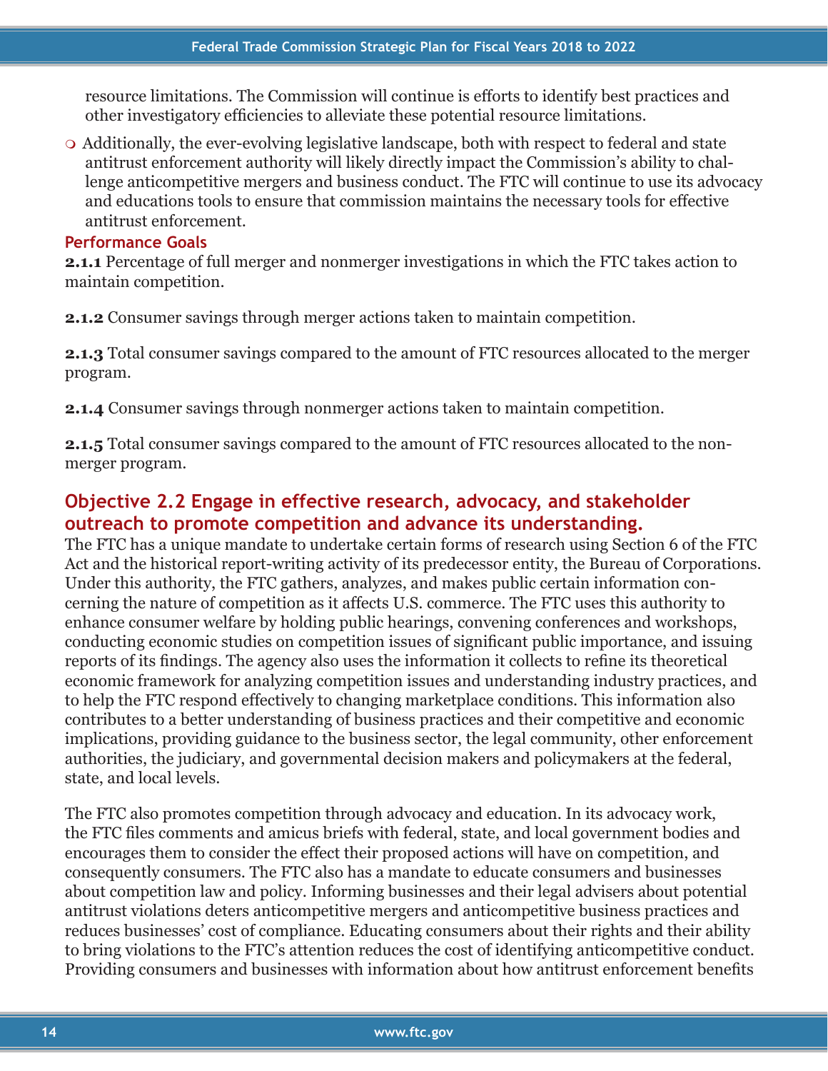resource limitations. The Commission will continue is efforts to identify best practices and other investigatory efficiencies to alleviate these potential resource limitations.

- Additionally, the ever-evolving legislative landscape, both with respect to federal and state antitrust enforcement authority will likely directly impact the Commission's ability to challenge anticompetitive mergers and business conduct. The FTC will continue to use its advocacy and educations tools to ensure that commission maintains the necessary tools for effective antitrust enforcement.

### Performance Goals

**2.1.1** Percentage of full merger and nonmerger investigations in which the FTC takes action to maintain competition.

**2.1.2** Consumer savings through merger actions taken to maintain competition.

**2.1.3** Total consumer savings compared to the amount of FTC resources allocated to the merger program.

**2.1.4** Consumer savings through nonmerger actions taken to maintain competition.

**2.1.5** Total consumer savings compared to the amount of FTC resources allocated to the nonmerger program.

## Objective 2.2 Engage in effective research, advocacy, and stakeholder outreach to promote competition and advance its understanding.

The FTC has a unique mandate to undertake certain forms of research using Section 6 of the FTC Act and the historical report-writing activity of its predecessor entity, the Bureau of Corporations. Under this authority, the FTC gathers, analyzes, and makes public certain information concerning the nature of competition as it affects U.S. commerce. The FTC uses this authority to enhance consumer welfare by holding public hearings, convening conferences and workshops, conducting economic studies on competition issues of significant public importance, and issuing reports of its findings. The agency also uses the information it collects to refine its theoretical economic framework for analyzing competition issues and understanding industry practices, and to help the FTC respond effectively to changing marketplace conditions. This information also contributes to a better understanding of business practices and their competitive and economic implications, providing guidance to the business sector, the legal community, other enforcement authorities, the judiciary, and governmental decision makers and policymakers at the federal, state, and local levels.

The FTC also promotes competition through advocacy and education. In its advocacy work, the FTC files comments and amicus briefs with federal, state, and local government bodies and encourages them to consider the effect their proposed actions will have on competition, and consequently consumers. The FTC also has a mandate to educate consumers and businesses about competition law and policy. Informing businesses and their legal advisers about potential antitrust violations deters anticompetitive mergers and anticompetitive business practices and reduces businesses' cost of compliance. Educating consumers about their rights and their ability to bring violations to the FTC's attention reduces the cost of identifying anticompetitive conduct. Providing consumers and businesses with information about how antitrust enforcement benefits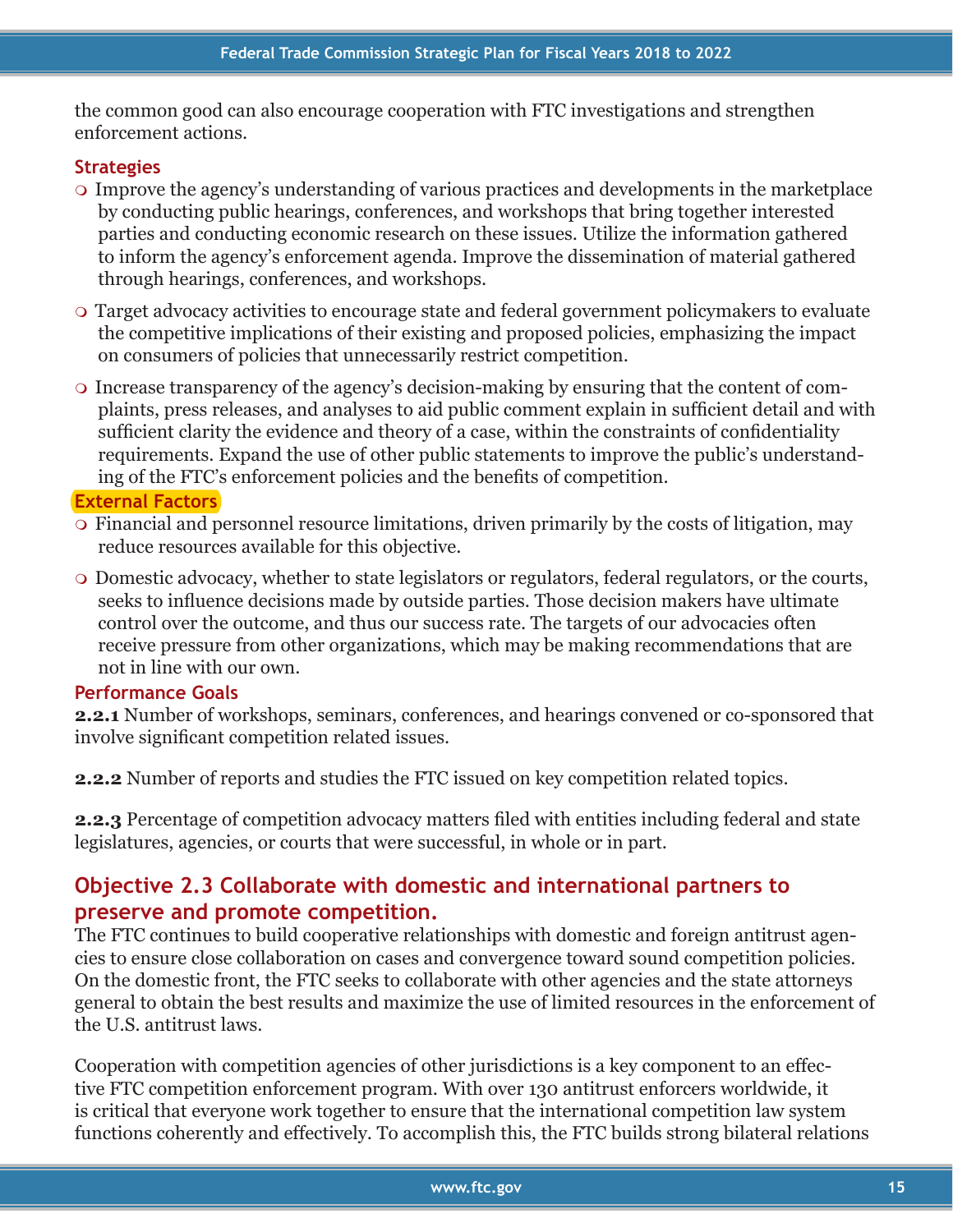the common good can also encourage cooperation with FTC investigations and strengthen enforcement actions.

### Strategies

- Improve the agency's understanding of various practices and developments in the marketplace by conducting public hearings, conferences, and workshops that bring together interested parties and conducting economic research on these issues. Utilize the information gathered to inform the agency's enforcement agenda. Improve the dissemination of material gathered through hearings, conferences, and workshops.
- Target advocacy activities to encourage state and federal government policymakers to evaluate the competitive implications of their existing and proposed policies, emphasizing the impact on consumers of policies that unnecessarily restrict competition.
- Increase transparency of the agency's decision-making by ensuring that the content of complaints, press releases, and analyses to aid public comment explain in sufficient detail and with sufficient clarity the evidence and theory of a case, within the constraints of confidentiality requirements. Expand the use of other public statements to improve the public's understanding of the FTC's enforcement policies and the benefits of competition.

### External Factors

- Financial and personnel resource limitations, driven primarily by the costs of litigation, may reduce resources available for this objective.
- Domestic advocacy, whether to state legislators or regulators, federal regulators, or the courts, seeks to influence decisions made by outside parties. Those decision makers have ultimate control over the outcome, and thus our success rate. The targets of our advocacies often receive pressure from other organizations, which may be making recommendations that are not in line with our own.

### Performance Goals

**2.2.1** Number of workshops, seminars, conferences, and hearings convened or co-sponsored that involve significant competition related issues.

**2.2.2** Number of reports and studies the FTC issued on key competition related topics.

**2.2.3** Percentage of competition advocacy matters filed with entities including federal and state legislatures, agencies, or courts that were successful, in whole or in part.

## Objective 2.3 Collaborate with domestic and international partners to preserve and promote competition.

The FTC continues to build cooperative relationships with domestic and foreign antitrust agencies to ensure close collaboration on cases and convergence toward sound competition policies. On the domestic front, the FTC seeks to collaborate with other agencies and the state attorneys general to obtain the best results and maximize the use of limited resources in the enforcement of the U.S. antitrust laws.

Cooperation with competition agencies of other jurisdictions is a key component to an effective FTC competition enforcement program. With over 130 antitrust enforcers worldwide, it is critical that everyone work together to ensure that the international competition law system functions coherently and effectively. To accomplish this, the FTC builds strong bilateral relations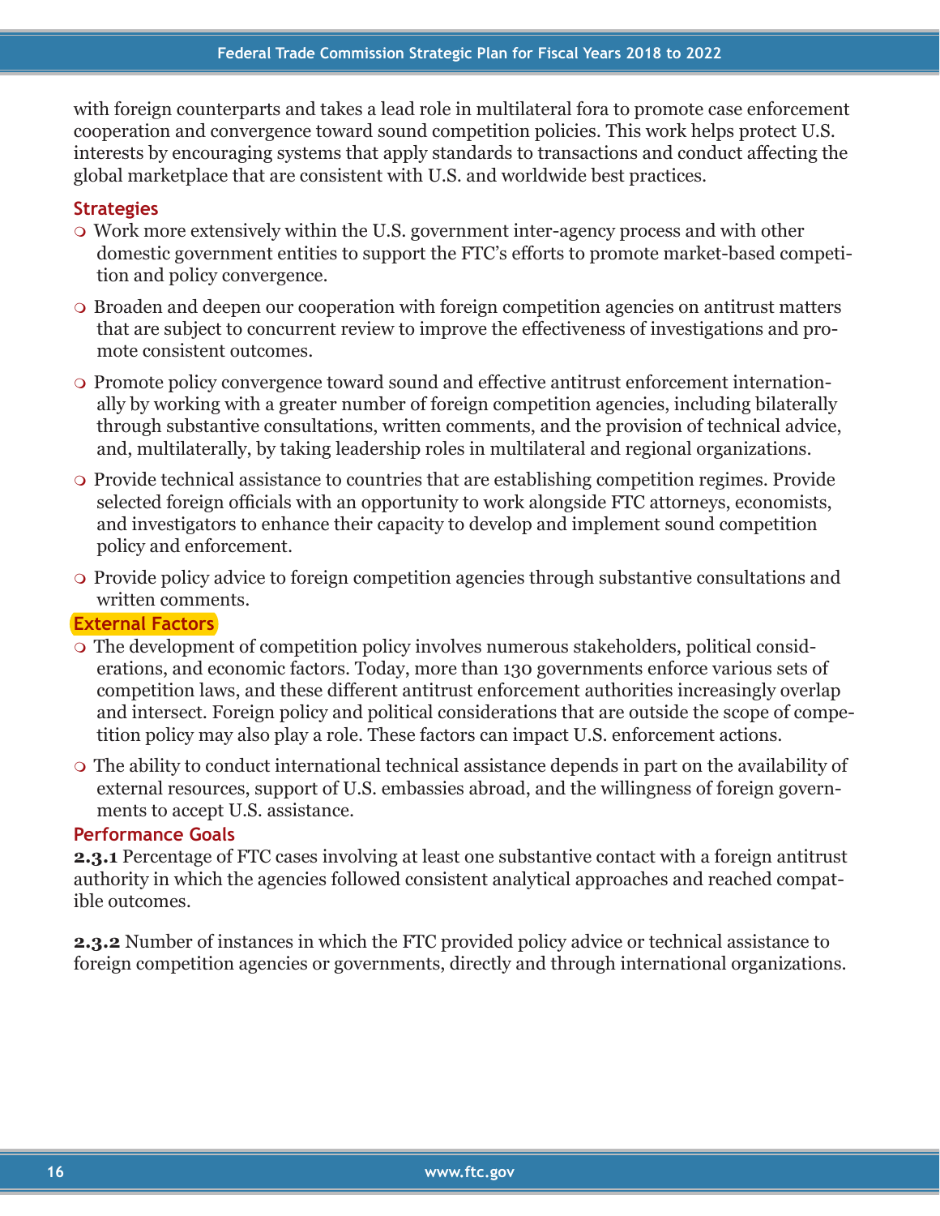with foreign counterparts and takes a lead role in multilateral fora to promote case enforcement cooperation and convergence toward sound competition policies. This work helps protect U.S. interests by encouraging systems that apply standards to transactions and conduct affecting the global marketplace that are consistent with U.S. and worldwide best practices.

### Strategies

- Work more extensively within the U.S. government inter-agency process and with other domestic government entities to support the FTC's efforts to promote market-based competition and policy convergence.
- Broaden and deepen our cooperation with foreign competition agencies on antitrust matters that are subject to concurrent review to improve the effectiveness of investigations and promote consistent outcomes.
- Promote policy convergence toward sound and effective antitrust enforcement internationally by working with a greater number of foreign competition agencies, including bilaterally through substantive consultations, written comments, and the provision of technical advice, and, multilaterally, by taking leadership roles in multilateral and regional organizations.
- Provide technical assistance to countries that are establishing competition regimes. Provide selected foreign officials with an opportunity to work alongside FTC attorneys, economists, and investigators to enhance their capacity to develop and implement sound competition policy and enforcement.
- Provide policy advice to foreign competition agencies through substantive consultations and written comments.

### External Factors

- The development of competition policy involves numerous stakeholders, political considerations, and economic factors. Today, more than 130 governments enforce various sets of competition laws, and these different antitrust enforcement authorities increasingly overlap and intersect. Foreign policy and political considerations that are outside the scope of competition policy may also play a role. These factors can impact U.S. enforcement actions.
- The ability to conduct international technical assistance depends in part on the availability of external resources, support of U.S. embassies abroad, and the willingness of foreign governments to accept U.S. assistance.

### Performance Goals

**2.3.1** Percentage of FTC cases involving at least one substantive contact with a foreign antitrust authority in which the agencies followed consistent analytical approaches and reached compatible outcomes.

**2.3.2** Number of instances in which the FTC provided policy advice or technical assistance to foreign competition agencies or governments, directly and through international organizations.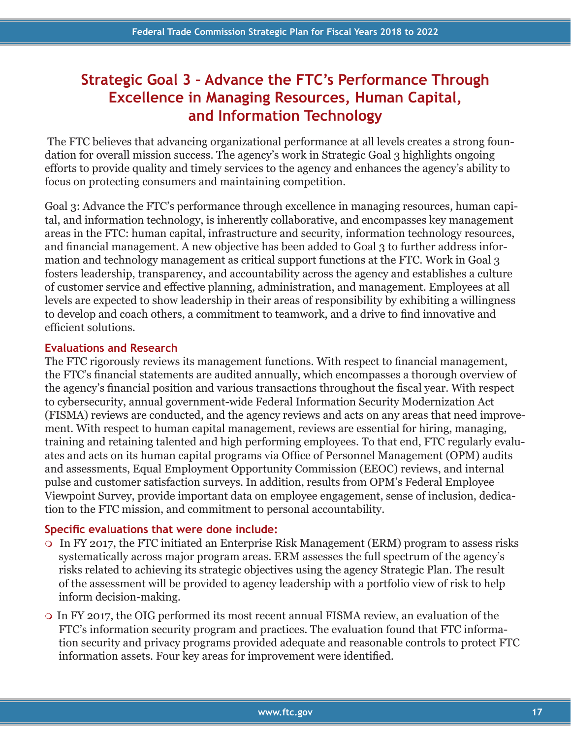# Strategic Goal 3 – Advance the FTC's Performance Through Excellence in Managing Resources, Human Capital, and Information Technology

The FTC believes that advancing organizational performance at all levels creates a strong foundation for overall mission success. The agency's work in Strategic Goal 3 highlights ongoing efforts to provide quality and timely services to the agency and enhances the agency's ability to focus on protecting consumers and maintaining competition.

Goal 3: Advance the FTC's performance through excellence in managing resources, human capital, and information technology, is inherently collaborative, and encompasses key management areas in the FTC: human capital, infrastructure and security, information technology resources, and financial management. A new objective has been added to Goal 3 to further address information and technology management as critical support functions at the FTC. Work in Goal 3 fosters leadership, transparency, and accountability across the agency and establishes a culture of customer service and effective planning, administration, and management. Employees at all levels are expected to show leadership in their areas of responsibility by exhibiting a willingness to develop and coach others, a commitment to teamwork, and a drive to find innovative and efficient solutions.

### Evaluations and Research

The FTC rigorously reviews its management functions. With respect to financial management, the FTC's financial statements are audited annually, which encompasses a thorough overview of the agency's financial position and various transactions throughout the fiscal year. With respect to cybersecurity, annual government-wide Federal Information Security Modernization Act (FISMA) reviews are conducted, and the agency reviews and acts on any areas that need improvement. With respect to human capital management, reviews are essential for hiring, managing, training and retaining talented and high performing employees. To that end, FTC regularly evaluates and acts on its human capital programs via Office of Personnel Management (OPM) audits and assessments, Equal Employment Opportunity Commission (EEOC) reviews, and internal pulse and customer satisfaction surveys. In addition, results from OPM's Federal Employee Viewpoint Survey, provide important data on employee engagement, sense of inclusion, dedication to the FTC mission, and commitment to personal accountability.

### Specific evaluations that were done include:

- In FY 2017, the FTC initiated an Enterprise Risk Management (ERM) program to assess risks systematically across major program areas. ERM assesses the full spectrum of the agency's risks related to achieving its strategic objectives using the agency Strategic Plan. The result of the assessment will be provided to agency leadership with a portfolio view of risk to help inform decision-making.
- In FY 2017, the OIG performed its most recent annual FISMA review, an evaluation of the FTC's information security program and practices. The evaluation found that FTC information security and privacy programs provided adequate and reasonable controls to protect FTC information assets. Four key areas for improvement were identified.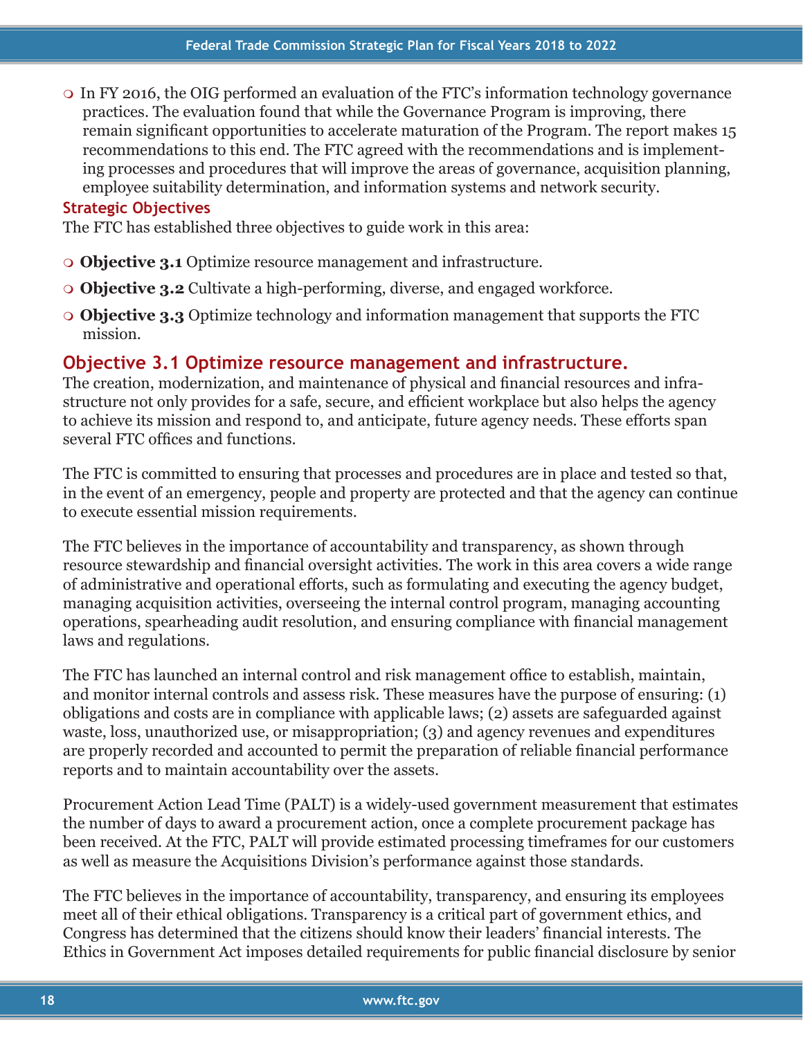- In FY 2016, the OIG performed an evaluation of the FTC's information technology governance practices. The evaluation found that while the Governance Program is improving, there remain significant opportunities to accelerate maturation of the Program. The report makes 15 recommendations to this end. The FTC agreed with the recommendations and is implementing processes and procedures that will improve the areas of governance, acquisition planning, employee suitability determination, and information systems and network security.

### Strategic Objectives

The FTC has established three objectives to guide work in this area:

- **Objective 3.1** Optimize resource management and infrastructure.
- **Objective 3.2** Cultivate a high-performing, diverse, and engaged workforce.
- **Objective 3.3** Optimize technology and information management that supports the FTC mission.

## Objective 3.1 Optimize resource management and infrastructure.

The creation, modernization, and maintenance of physical and financial resources and infrastructure not only provides for a safe, secure, and efficient workplace but also helps the agency to achieve its mission and respond to, and anticipate, future agency needs. These efforts span several FTC offices and functions.

The FTC is committed to ensuring that processes and procedures are in place and tested so that, in the event of an emergency, people and property are protected and that the agency can continue to execute essential mission requirements.

The FTC believes in the importance of accountability and transparency, as shown through resource stewardship and financial oversight activities. The work in this area covers a wide range of administrative and operational efforts, such as formulating and executing the agency budget, managing acquisition activities, overseeing the internal control program, managing accounting operations, spearheading audit resolution, and ensuring compliance with financial management laws and regulations.

The FTC has launched an internal control and risk management office to establish, maintain, and monitor internal controls and assess risk. These measures have the purpose of ensuring: (1) obligations and costs are in compliance with applicable laws; (2) assets are safeguarded against waste, loss, unauthorized use, or misappropriation; (3) and agency revenues and expenditures are properly recorded and accounted to permit the preparation of reliable financial performance reports and to maintain accountability over the assets.

Procurement Action Lead Time (PALT) is a widely-used government measurement that estimates the number of days to award a procurement action, once a complete procurement package has been received. At the FTC, PALT will provide estimated processing timeframes for our customers as well as measure the Acquisitions Division's performance against those standards.

The FTC believes in the importance of accountability, transparency, and ensuring its employees meet all of their ethical obligations. Transparency is a critical part of government ethics, and Congress has determined that the citizens should know their leaders' financial interests. The Ethics in Government Act imposes detailed requirements for public financial disclosure by senior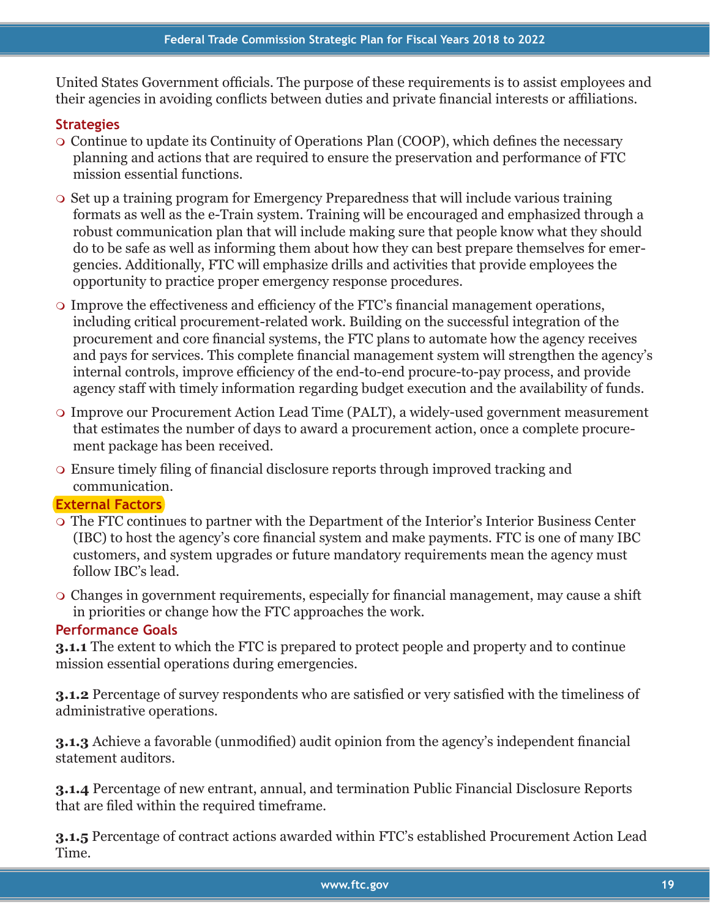United States Government officials. The purpose of these requirements is to assist employees and their agencies in avoiding conflicts between duties and private financial interests or affiliations.

### Strategies

- Continue to update its Continuity of Operations Plan (COOP), which defines the necessary planning and actions that are required to ensure the preservation and performance of FTC mission essential functions.
- Set up a training program for Emergency Preparedness that will include various training formats as well as the e-Train system. Training will be encouraged and emphasized through a robust communication plan that will include making sure that people know what they should do to be safe as well as informing them about how they can best prepare themselves for emergencies. Additionally, FTC will emphasize drills and activities that provide employees the opportunity to practice proper emergency response procedures.
- Improve the effectiveness and efficiency of the FTC's financial management operations, including critical procurement-related work. Building on the successful integration of the procurement and core financial systems, the FTC plans to automate how the agency receives and pays for services. This complete financial management system will strengthen the agency's internal controls, improve efficiency of the end-to-end procure-to-pay process, and provide agency staff with timely information regarding budget execution and the availability of funds.
- Improve our Procurement Action Lead Time (PALT), a widely-used government measurement that estimates the number of days to award a procurement action, once a complete procurement package has been received.
- Ensure timely filing of financial disclosure reports through improved tracking and communication.

### External Factors

- The FTC continues to partner with the Department of the Interior's Interior Business Center (IBC) to host the agency's core financial system and make payments. FTC is one of many IBC customers, and system upgrades or future mandatory requirements mean the agency must follow IBC's lead.
- Changes in government requirements, especially for financial management, may cause a shift in priorities or change how the FTC approaches the work.

### Performance Goals

**3.1.1** The extent to which the FTC is prepared to protect people and property and to continue mission essential operations during emergencies.

**3.1.2** Percentage of survey respondents who are satisfied or very satisfied with the timeliness of administrative operations.

**3.1.3** Achieve a favorable (unmodified) audit opinion from the agency's independent financial statement auditors.

**3.1.4** Percentage of new entrant, annual, and termination Public Financial Disclosure Reports that are filed within the required timeframe.

**3.1.5** Percentage of contract actions awarded within FTC's established Procurement Action Lead Time.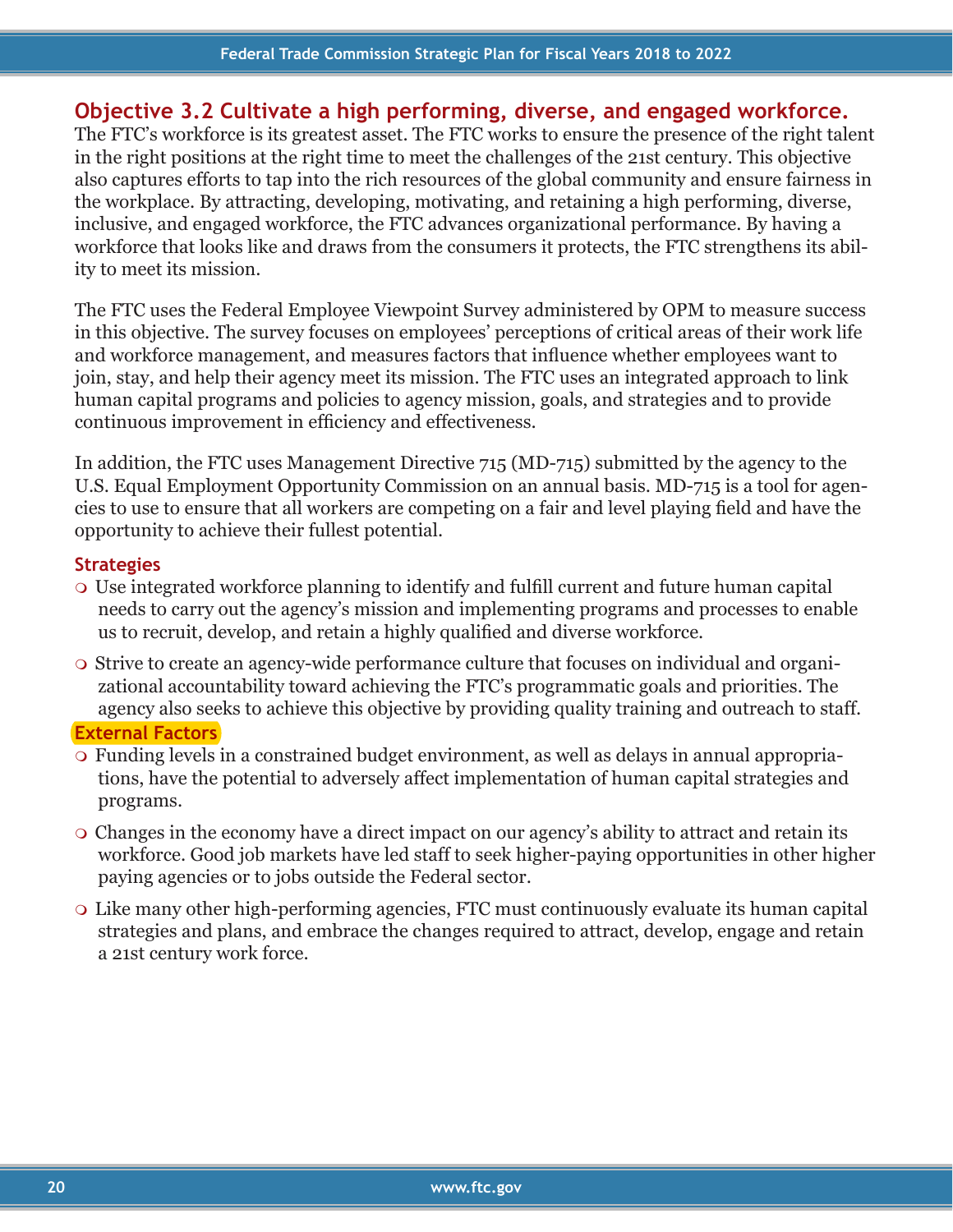## Objective 3.2 Cultivate a high performing, diverse, and engaged workforce.

The FTC's workforce is its greatest asset. The FTC works to ensure the presence of the right talent in the right positions at the right time to meet the challenges of the 21st century. This objective also captures efforts to tap into the rich resources of the global community and ensure fairness in the workplace. By attracting, developing, motivating, and retaining a high performing, diverse, inclusive, and engaged workforce, the FTC advances organizational performance. By having a workforce that looks like and draws from the consumers it protects, the FTC strengthens its ability to meet its mission.

The FTC uses the Federal Employee Viewpoint Survey administered by OPM to measure success in this objective. The survey focuses on employees' perceptions of critical areas of their work life and workforce management, and measures factors that influence whether employees want to join, stay, and help their agency meet its mission. The FTC uses an integrated approach to link human capital programs and policies to agency mission, goals, and strategies and to provide continuous improvement in efficiency and effectiveness.

In addition, the FTC uses Management Directive 715 (MD-715) submitted by the agency to the U.S. Equal Employment Opportunity Commission on an annual basis. MD-715 is a tool for agencies to use to ensure that all workers are competing on a fair and level playing field and have the opportunity to achieve their fullest potential.

### Strategies

- Use integrated workforce planning to identify and fulfill current and future human capital needs to carry out the agency's mission and implementing programs and processes to enable us to recruit, develop, and retain a highly qualified and diverse workforce.
- Strive to create an agency-wide performance culture that focuses on individual and organizational accountability toward achieving the FTC's programmatic goals and priorities. The agency also seeks to achieve this objective by providing quality training and outreach to staff.

### External Factors

- Funding levels in a constrained budget environment, as well as delays in annual appropriations, have the potential to adversely affect implementation of human capital strategies and programs.
- Changes in the economy have a direct impact on our agency's ability to attract and retain its workforce. Good job markets have led staff to seek higher-paying opportunities in other higher paying agencies or to jobs outside the Federal sector.
- Like many other high-performing agencies, FTC must continuously evaluate its human capital strategies and plans, and embrace the changes required to attract, develop, engage and retain a 21st century work force.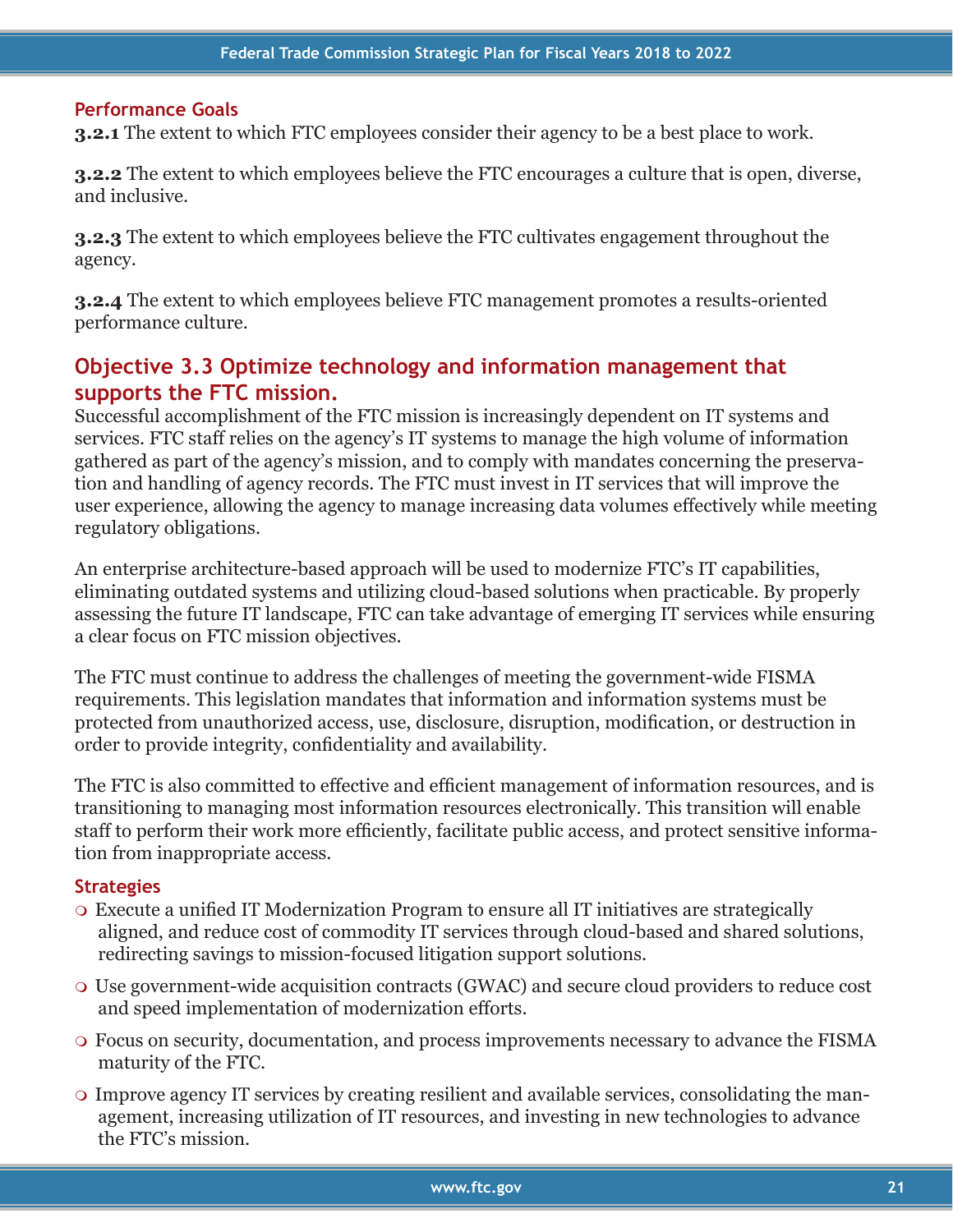### Performance Goals

**3.2.1** The extent to which FTC employees consider their agency to be a best place to work.

**3.2.2** The extent to which employees believe the FTC encourages a culture that is open, diverse, and inclusive.

**3.2.3** The extent to which employees believe the FTC cultivates engagement throughout the agency.

**3.2.4** The extent to which employees believe FTC management promotes a results-oriented performance culture.

## Objective 3.3 Optimize technology and information management that supports the FTC mission.

Successful accomplishment of the FTC mission is increasingly dependent on IT systems and services. FTC staff relies on the agency's IT systems to manage the high volume of information gathered as part of the agency's mission, and to comply with mandates concerning the preservation and handling of agency records. The FTC must invest in IT services that will improve the user experience, allowing the agency to manage increasing data volumes effectively while meeting regulatory obligations.

An enterprise architecture-based approach will be used to modernize FTC's IT capabilities, eliminating outdated systems and utilizing cloud-based solutions when practicable. By properly assessing the future IT landscape, FTC can take advantage of emerging IT services while ensuring a clear focus on FTC mission objectives.

The FTC must continue to address the challenges of meeting the government-wide FISMA requirements. This legislation mandates that information and information systems must be protected from unauthorized access, use, disclosure, disruption, modification, or destruction in order to provide integrity, confidentiality and availability.

The FTC is also committed to effective and efficient management of information resources, and is transitioning to managing most information resources electronically. This transition will enable staff to perform their work more efficiently, facilitate public access, and protect sensitive information from inappropriate access.

### Strategies

- Execute a unified IT Modernization Program to ensure all IT initiatives are strategically aligned, and reduce cost of commodity IT services through cloud-based and shared solutions, redirecting savings to mission-focused litigation support solutions.
- Use government-wide acquisition contracts (GWAC) and secure cloud providers to reduce cost and speed implementation of modernization efforts.
- Focus on security, documentation, and process improvements necessary to advance the FISMA maturity of the FTC.
- Improve agency IT services by creating resilient and available services, consolidating the management, increasing utilization of IT resources, and investing in new technologies to advance the FTC's mission.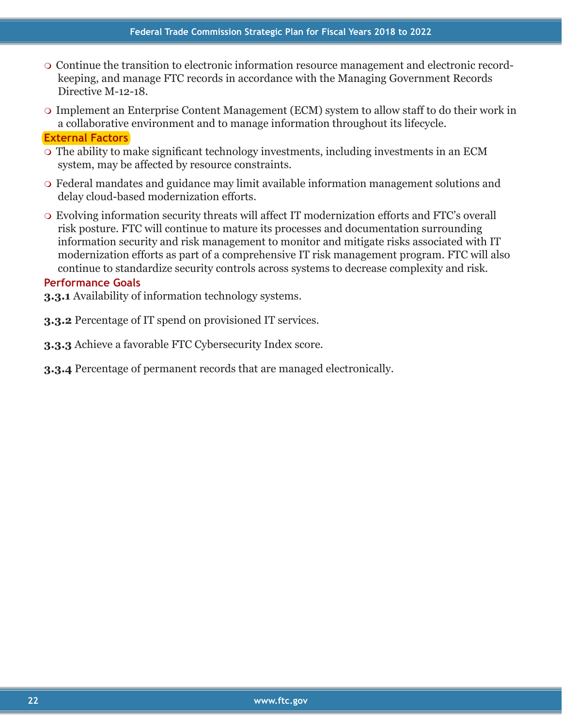- Continue the transition to electronic information resource management and electronic record-keeping, and manage FTC records in accordance with the Managing Government Records Directive M-12-18.
- Implement an Enterprise Content Management (ECM) system to allow staff to do their work in a collaborative environment and to manage information throughout its lifecycle.

### External Factors

- The ability to make significant technology investments, including investments in an ECM system, may be affected by resource constraints.
- Federal mandates and guidance may limit available information management solutions and delay cloud-based modernization efforts.
- Evolving information security threats will affect IT modernization efforts and FTC's overall risk posture. FTC will continue to mature its processes and documentation surrounding information security and risk management to monitor and mitigate risks associated with IT modernization efforts as part of a comprehensive IT risk management program. FTC will also continue to standardize security controls across systems to decrease complexity and risk.

### Performance Goals

**3.3.1** Availability of information technology systems.

**3.3.2** Percentage of IT spend on provisioned IT services.

**3.3.3** Achieve a favorable FTC Cybersecurity Index score.

**3.3.4** Percentage of permanent records that are managed electronically.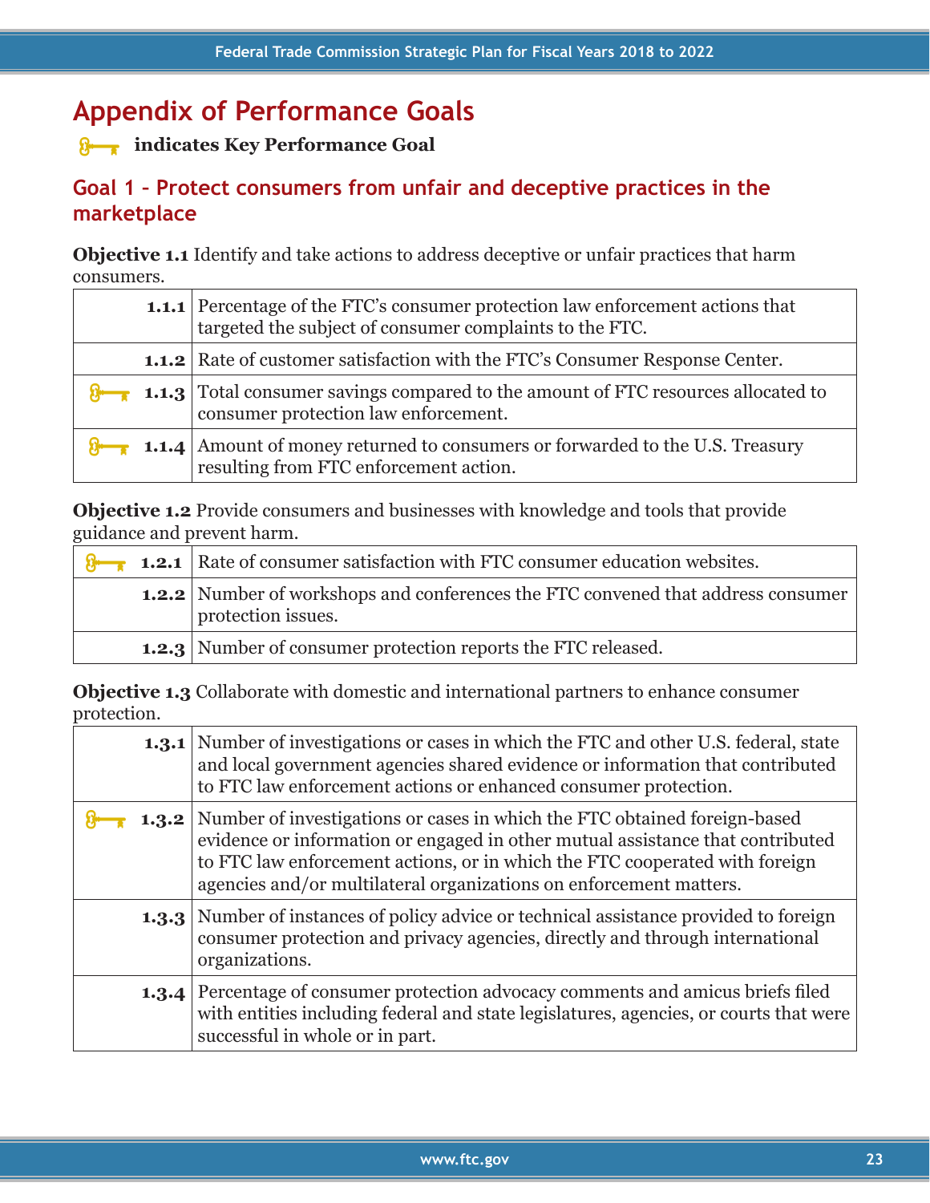# Appendix of Performance Goals

🔑 **indicates Key Performance Goal**

## Goal 1 – Protect consumers from unfair and deceptive practices in the marketplace

**Objective 1.1** Identify and take actions to address deceptive or unfair practices that harm consumers.

| | |
|---|---|
| **1.1.1** | Percentage of the FTC's consumer protection law enforcement actions that targeted the subject of consumer complaints to the FTC. |
| **1.1.2** | Rate of customer satisfaction with the FTC's Consumer Response Center. |
| 🔑 **1.1.3** | Total consumer savings compared to the amount of FTC resources allocated to consumer protection law enforcement. |
| 🔑 **1.1.4** | Amount of money returned to consumers or forwarded to the U.S. Treasury resulting from FTC enforcement action. |

**Objective 1.2** Provide consumers and businesses with knowledge and tools that provide guidance and prevent harm.

| | |
|---|---|
| 🔑 **1.2.1** | Rate of consumer satisfaction with FTC consumer education websites. |
| **1.2.2** | Number of workshops and conferences the FTC convened that address consumer protection issues. |
| **1.2.3** | Number of consumer protection reports the FTC released. |

**Objective 1.3** Collaborate with domestic and international partners to enhance consumer protection.

| | |
|---|---|
| **1.3.1** | Number of investigations or cases in which the FTC and other U.S. federal, state and local government agencies shared evidence or information that contributed to FTC law enforcement actions or enhanced consumer protection. |
| 🔑 **1.3.2** | Number of investigations or cases in which the FTC obtained foreign-based evidence or information or engaged in other mutual assistance that contributed to FTC law enforcement actions, or in which the FTC cooperated with foreign agencies and/or multilateral organizations on enforcement matters. |
| **1.3.3** | Number of instances of policy advice or technical assistance provided to foreign consumer protection and privacy agencies, directly and through international organizations. |
| **1.3.4** | Percentage of consumer protection advocacy comments and amicus briefs filed with entities including federal and state legislatures, agencies, or courts that were successful in whole or in part. |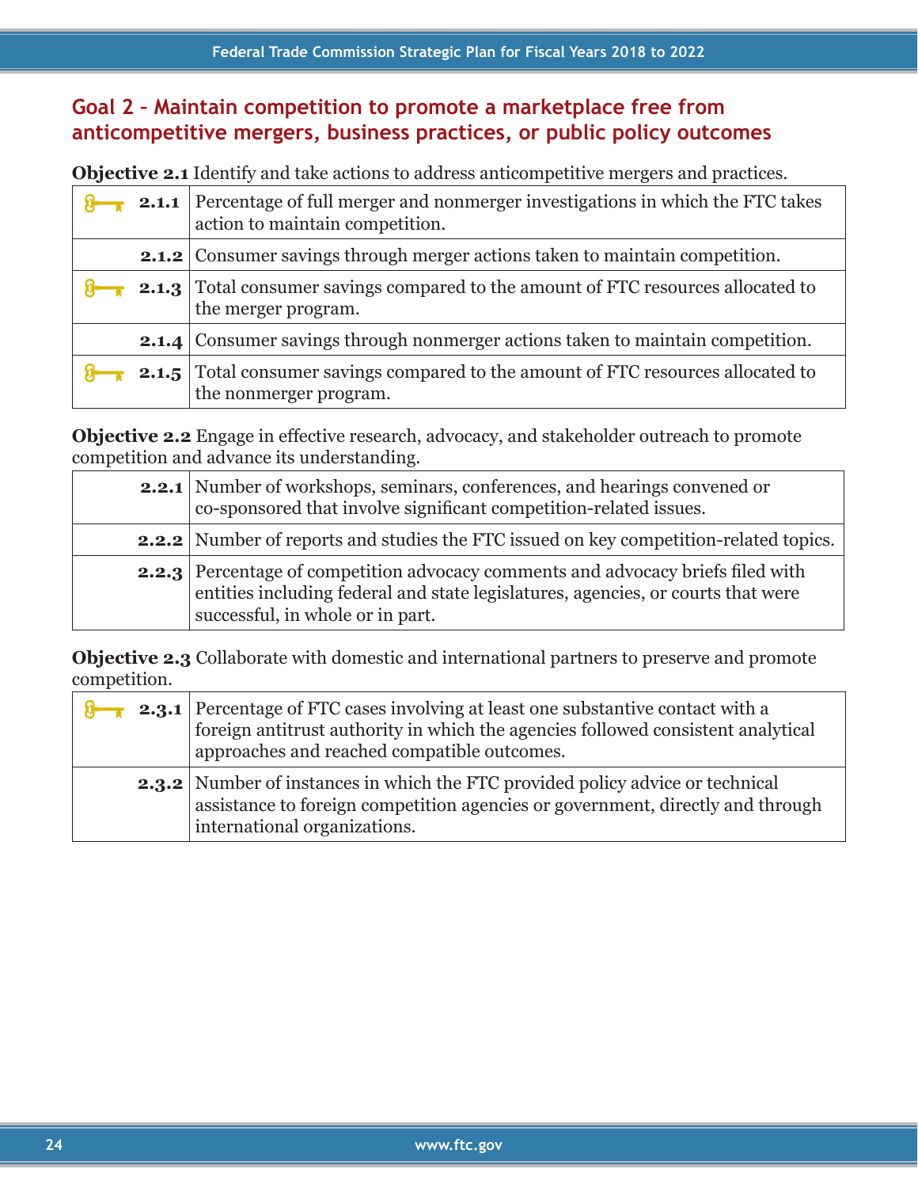## Goal 2 – Maintain competition to promote a marketplace free from anticompetitive mergers, business practices, or public policy outcomes

**Objective 2.1** Identify and take actions to address anticompetitive mergers and practices.

| | |
|---|---|
| **2.1.1** | Percentage of full merger and nonmerger investigations in which the FTC takes action to maintain competition. |
| **2.1.2** | Consumer savings through merger actions taken to maintain competition. |
| **2.1.3** | Total consumer savings compared to the amount of FTC resources allocated to the merger program. |
| **2.1.4** | Consumer savings through nonmerger actions taken to maintain competition. |
| **2.1.5** | Total consumer savings compared to the amount of FTC resources allocated to the nonmerger program. |

**Objective 2.2** Engage in effective research, advocacy, and stakeholder outreach to promote competition and advance its understanding.

| | |
|---|---|
| **2.2.1** | Number of workshops, seminars, conferences, and hearings convened or co-sponsored that involve significant competition-related issues. |
| **2.2.2** | Number of reports and studies the FTC issued on key competition-related topics. |
| **2.2.3** | Percentage of competition advocacy comments and advocacy briefs filed with entities including federal and state legislatures, agencies, or courts that were successful, in whole or in part. |

**Objective 2.3** Collaborate with domestic and international partners to preserve and promote competition.

| | |
|---|---|
| **2.3.1** | Percentage of FTC cases involving at least one substantive contact with a foreign antitrust authority in which the agencies followed consistent analytical approaches and reached compatible outcomes. |
| **2.3.2** | Number of instances in which the FTC provided policy advice or technical assistance to foreign competition agencies or government, directly and through international organizations. |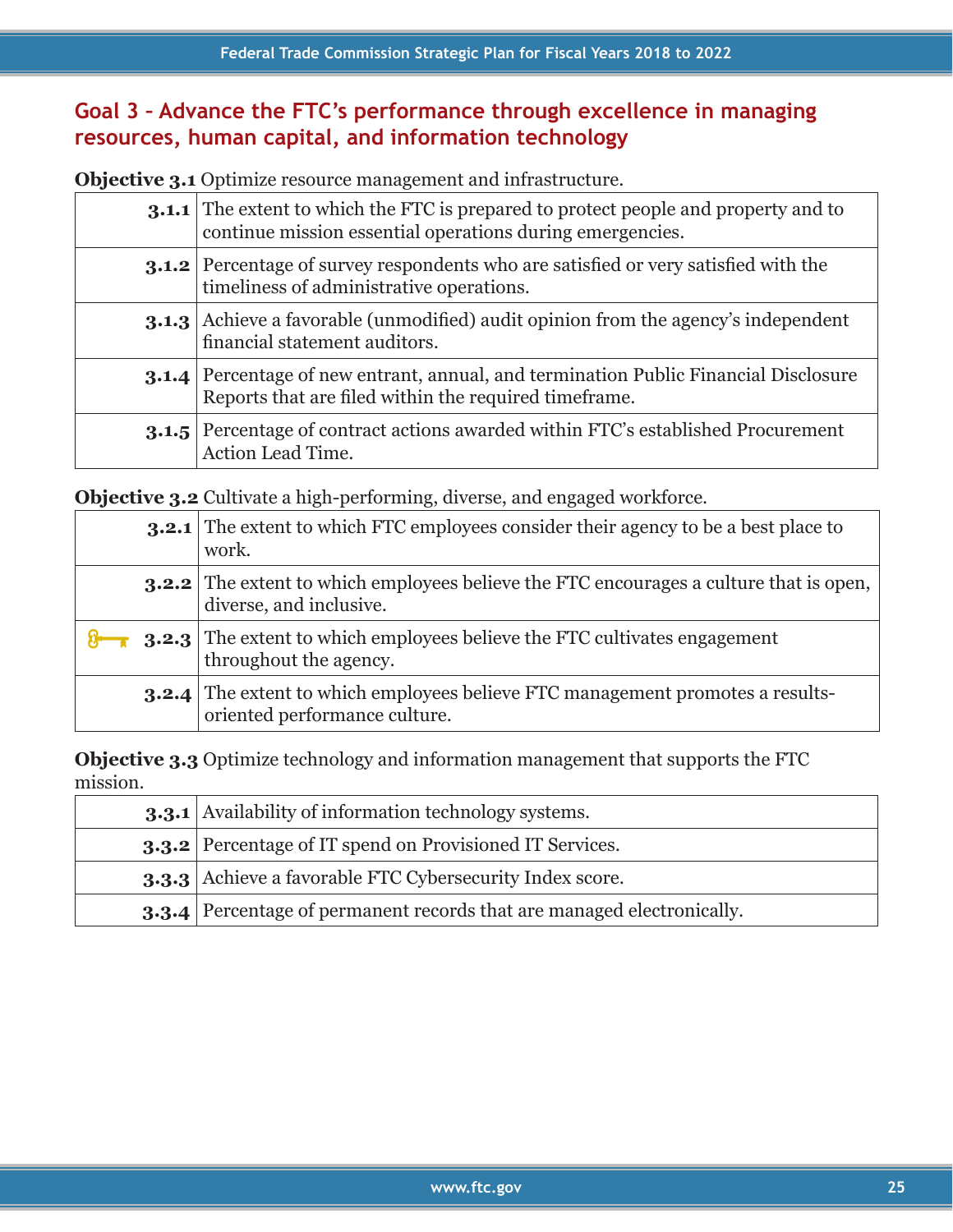## Goal 3 – Advance the FTC's performance through excellence in managing resources, human capital, and information technology

**Objective 3.1** Optimize resource management and infrastructure.

| | |
|---|---|
| **3.1.1** | The extent to which the FTC is prepared to protect people and property and to continue mission essential operations during emergencies. |
| **3.1.2** | Percentage of survey respondents who are satisfied or very satisfied with the timeliness of administrative operations. |
| **3.1.3** | Achieve a favorable (unmodified) audit opinion from the agency's independent financial statement auditors. |
| **3.1.4** | Percentage of new entrant, annual, and termination Public Financial Disclosure Reports that are filed within the required timeframe. |
| **3.1.5** | Percentage of contract actions awarded within FTC's established Procurement Action Lead Time. |

**Objective 3.2** Cultivate a high-performing, diverse, and engaged workforce.

| | |
|---|---|
| **3.2.1** | The extent to which FTC employees consider their agency to be a best place to work. |
| **3.2.2** | The extent to which employees believe the FTC encourages a culture that is open, diverse, and inclusive. |
| **3.2.3** | The extent to which employees believe the FTC cultivates engagement throughout the agency. |
| **3.2.4** | The extent to which employees believe FTC management promotes a results-oriented performance culture. |

**Objective 3.3** Optimize technology and information management that supports the FTC mission.

| | |
|---|---|
| **3.3.1** | Availability of information technology systems. |
| **3.3.2** | Percentage of IT spend on Provisioned IT Services. |
| **3.3.3** | Achieve a favorable FTC Cybersecurity Index score. |
| **3.3.4** | Percentage of permanent records that are managed electronically. |